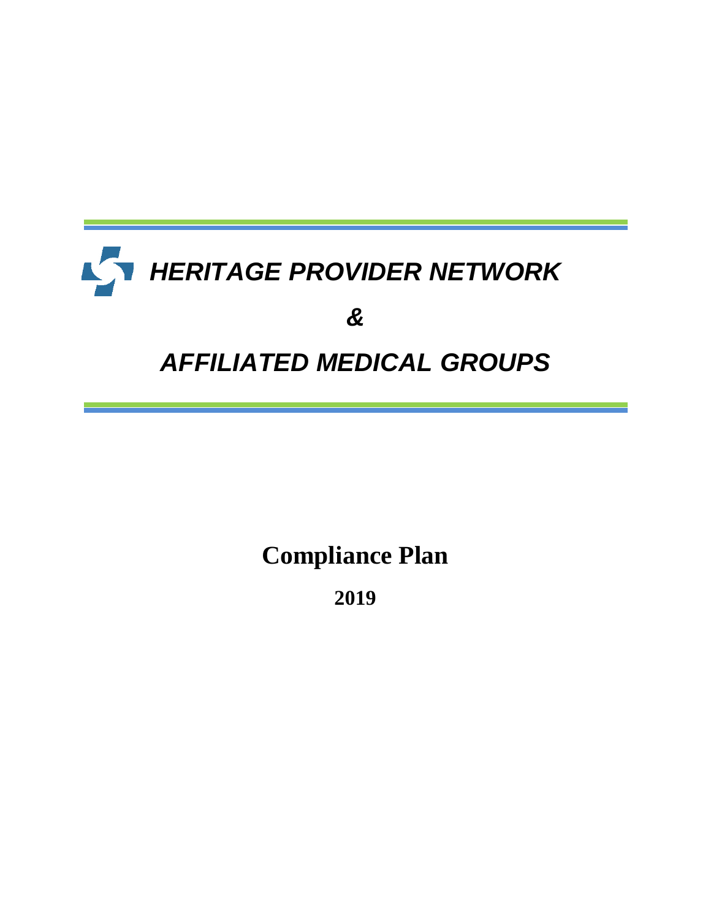# *HERITAGE PROVIDER NETWORK*

# *&*

# *AFFILIATED MEDICAL GROUPS*

## Compliance Plan

**2019**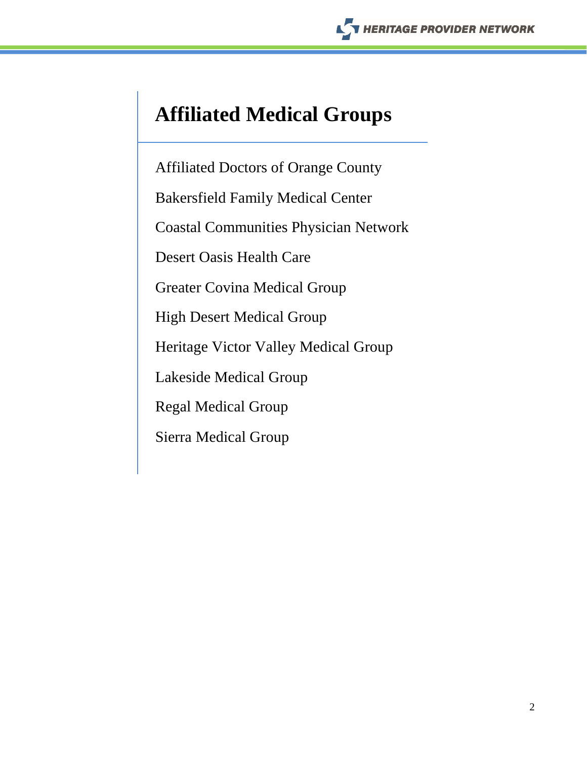# Affiliated Medical Groups

Affiliated Doctors of Orange County

Bakersfield Family Medical Center

Coastal Communities Physician Network

Desert Oasis Health Care

Greater Covina Medical Group

High Desert Medical Group

Heritage Victor Valley Medical Group

Lakeside Medical Group

Regal Medical Group

Sierra Medical Group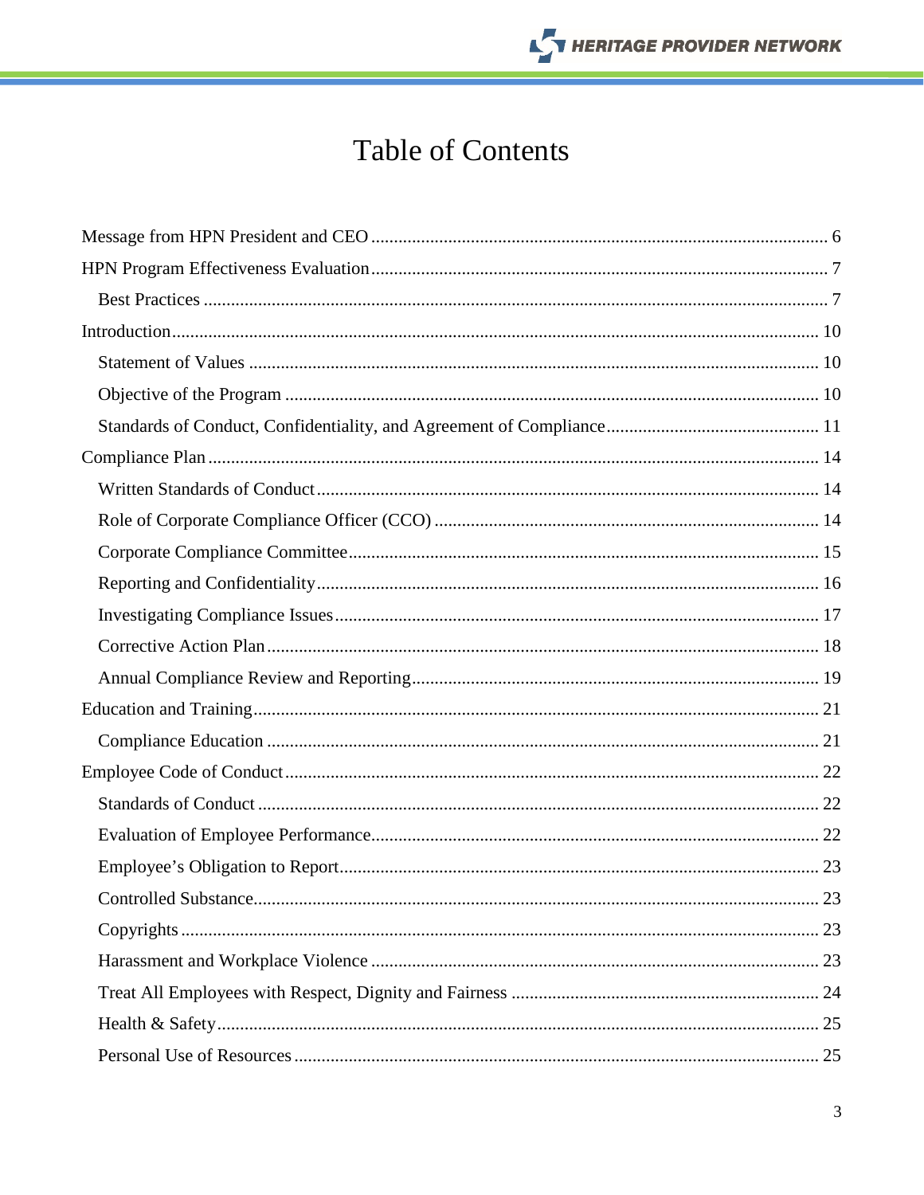# Table of Contents

- Message from HPN President and CEO .................... 6
- HPN Program Effectiveness Evaluation .................... 7
  - Best Practices .................... 7
- Introduction .................... 10
  - Statement of Values .................... 10
  - Objective of the Program .................... 10
  - Standards of Conduct, Confidentiality, and Agreement of Compliance .................... 11
- Compliance Plan .................... 14
  - Written Standards of Conduct .................... 14
  - Role of Corporate Compliance Officer (CCO) .................... 14
  - Corporate Compliance Committee .................... 15
  - Reporting and Confidentiality .................... 16
  - Investigating Compliance Issues .................... 17
  - Corrective Action Plan .................... 18
  - Annual Compliance Review and Reporting .................... 19
- Education and Training .................... 21
  - Compliance Education .................... 21
- Employee Code of Conduct .................... 22
  - Standards of Conduct .................... 22
  - Evaluation of Employee Performance .................... 22
  - Employee's Obligation to Report .................... 23
  - Controlled Substance .................... 23
  - Copyrights .................... 23
  - Harassment and Workplace Violence .................... 23
  - Treat All Employees with Respect, Dignity and Fairness .................... 24
  - Health & Safety .................... 25
  - Personal Use of Resources .................... 25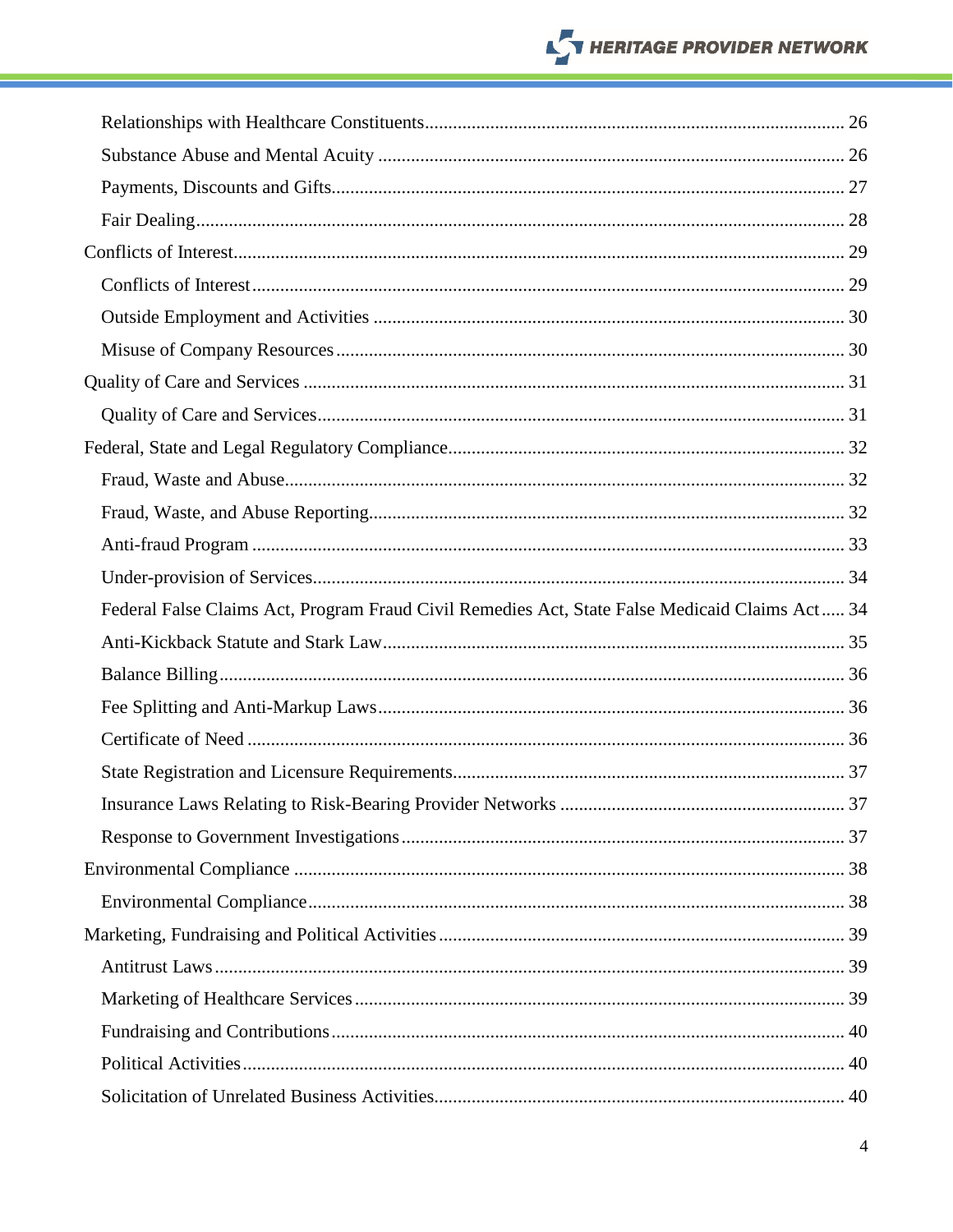- Relationships with Healthcare Constituents ........ 26
- Substance Abuse and Mental Acuity ........ 26
- Payments, Discounts and Gifts ........ 27
- Fair Dealing ........ 28

Conflicts of Interest ........ 29

- Conflicts of Interest ........ 29
- Outside Employment and Activities ........ 30
- Misuse of Company Resources ........ 30

Quality of Care and Services ........ 31

- Quality of Care and Services ........ 31

Federal, State and Legal Regulatory Compliance ........ 32

- Fraud, Waste and Abuse ........ 32
- Fraud, Waste, and Abuse Reporting ........ 32
- Anti-fraud Program ........ 33
- Under-provision of Services ........ 34
- Federal False Claims Act, Program Fraud Civil Remedies Act, State False Medicaid Claims Act ........ 34
- Anti-Kickback Statute and Stark Law ........ 35
- Balance Billing ........ 36
- Fee Splitting and Anti-Markup Laws ........ 36
- Certificate of Need ........ 36
- State Registration and Licensure Requirements ........ 37
- Insurance Laws Relating to Risk-Bearing Provider Networks ........ 37
- Response to Government Investigations ........ 37

Environmental Compliance ........ 38

- Environmental Compliance ........ 38

Marketing, Fundraising and Political Activities ........ 39

- Antitrust Laws ........ 39
- Marketing of Healthcare Services ........ 39
- Fundraising and Contributions ........ 40
- Political Activities ........ 40
- Solicitation of Unrelated Business Activities ........ 40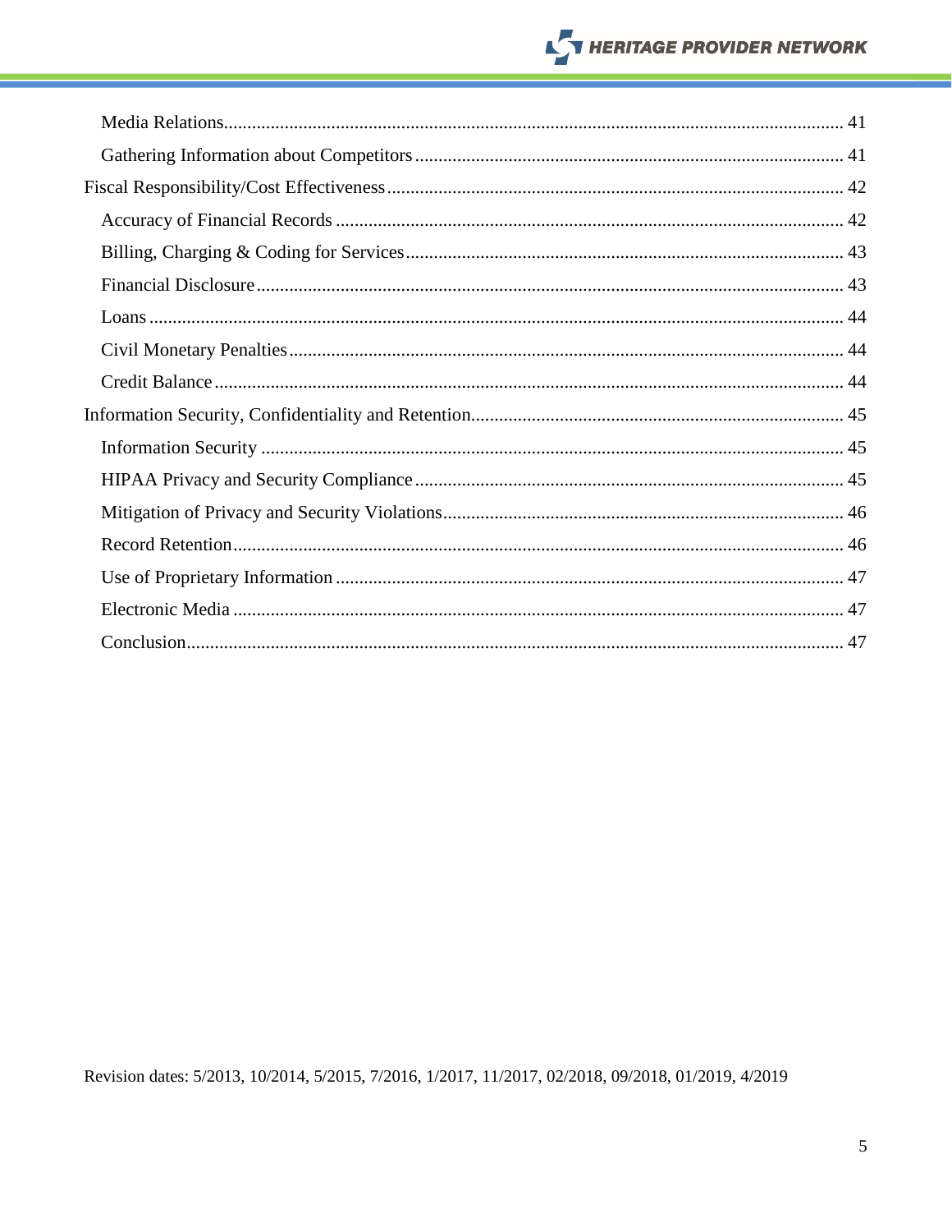Media Relations ..................................................................................................................... 41

Gathering Information about Competitors ............................................................................ 41

Fiscal Responsibility/Cost Effectiveness .................................................................................. 42

Accuracy of Financial Records ............................................................................................ 42

Billing, Charging & Coding for Services ............................................................................. 43

Financial Disclosure ............................................................................................................. 43

Loans .................................................................................................................................... 44

Civil Monetary Penalties ...................................................................................................... 44

Credit Balance ...................................................................................................................... 44

Information Security, Confidentiality and Retention ................................................................ 45

Information Security ............................................................................................................ 45

HIPAA Privacy and Security Compliance ............................................................................ 45

Mitigation of Privacy and Security Violations ...................................................................... 46

Record Retention .................................................................................................................. 46

Use of Proprietary Information ............................................................................................ 47

Electronic Media .................................................................................................................. 47

Conclusion ............................................................................................................................ 47

Revision dates: 5/2013, 10/2014, 5/2015, 7/2016, 1/2017, 11/2017, 02/2018, 09/2018, 01/2019, 4/2019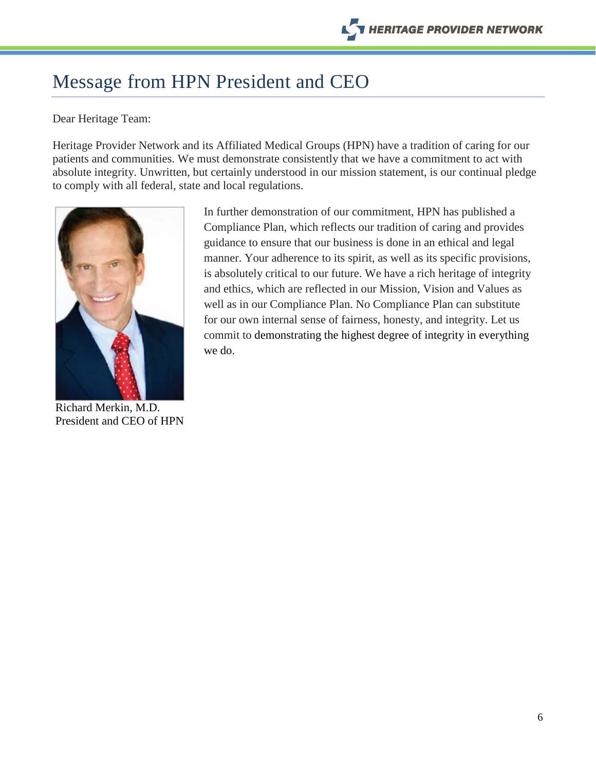# Message from HPN President and CEO

Dear Heritage Team:

Heritage Provider Network and its Affiliated Medical Groups (HPN) have a tradition of caring for our patients and communities. We must demonstrate consistently that we have a commitment to act with absolute integrity. Unwritten, but certainly understood in our mission statement, is our continual pledge to comply with all federal, state and local regulations.

In further demonstration of our commitment, HPN has published a Compliance Plan, which reflects our tradition of caring and provides guidance to ensure that our business is done in an ethical and legal manner. Your adherence to its spirit, as well as its specific provisions, is absolutely critical to our future. We have a rich heritage of integrity and ethics, which are reflected in our Mission, Vision and Values as well as in our Compliance Plan. No Compliance Plan can substitute for our own internal sense of fairness, honesty, and integrity. Let us commit to demonstrating the highest degree of integrity in everything we do.

Richard Merkin, M.D.
President and CEO of HPN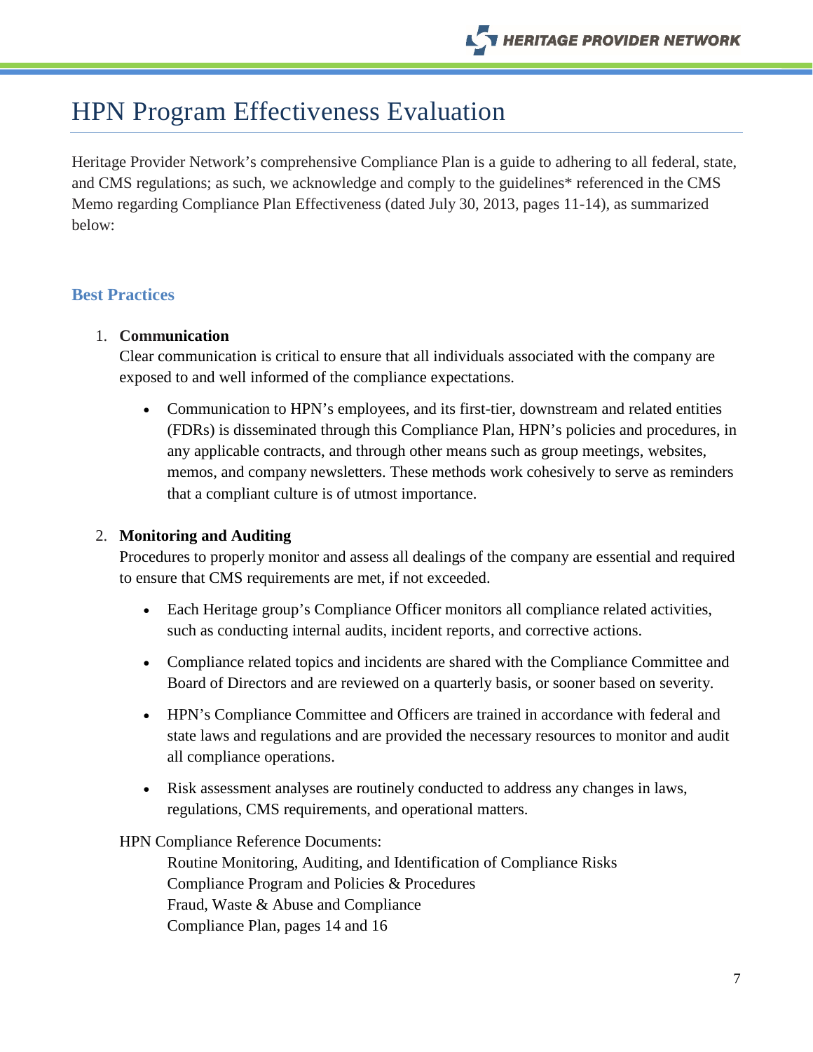# HPN Program Effectiveness Evaluation

Heritage Provider Network's comprehensive Compliance Plan is a guide to adhering to all federal, state, and CMS regulations; as such, we acknowledge and comply to the guidelines* referenced in the CMS Memo regarding Compliance Plan Effectiveness (dated July 30, 2013, pages 11-14), as summarized below:

## Best Practices

1. **Communication**
   Clear communication is critical to ensure that all individuals associated with the company are exposed to and well informed of the compliance expectations.

   - Communication to HPN's employees, and its first-tier, downstream and related entities (FDRs) is disseminated through this Compliance Plan, HPN's policies and procedures, in any applicable contracts, and through other means such as group meetings, websites, memos, and company newsletters. These methods work cohesively to serve as reminders that a compliant culture is of utmost importance.

2. **Monitoring and Auditing**
   Procedures to properly monitor and assess all dealings of the company are essential and required to ensure that CMS requirements are met, if not exceeded.

   - Each Heritage group's Compliance Officer monitors all compliance related activities, such as conducting internal audits, incident reports, and corrective actions.
   - Compliance related topics and incidents are shared with the Compliance Committee and Board of Directors and are reviewed on a quarterly basis, or sooner based on severity.
   - HPN's Compliance Committee and Officers are trained in accordance with federal and state laws and regulations and are provided the necessary resources to monitor and audit all compliance operations.
   - Risk assessment analyses are routinely conducted to address any changes in laws, regulations, CMS requirements, and operational matters.

   HPN Compliance Reference Documents:

   Routine Monitoring, Auditing, and Identification of Compliance Risks
   Compliance Program and Policies & Procedures
   Fraud, Waste & Abuse and Compliance
   Compliance Plan, pages 14 and 16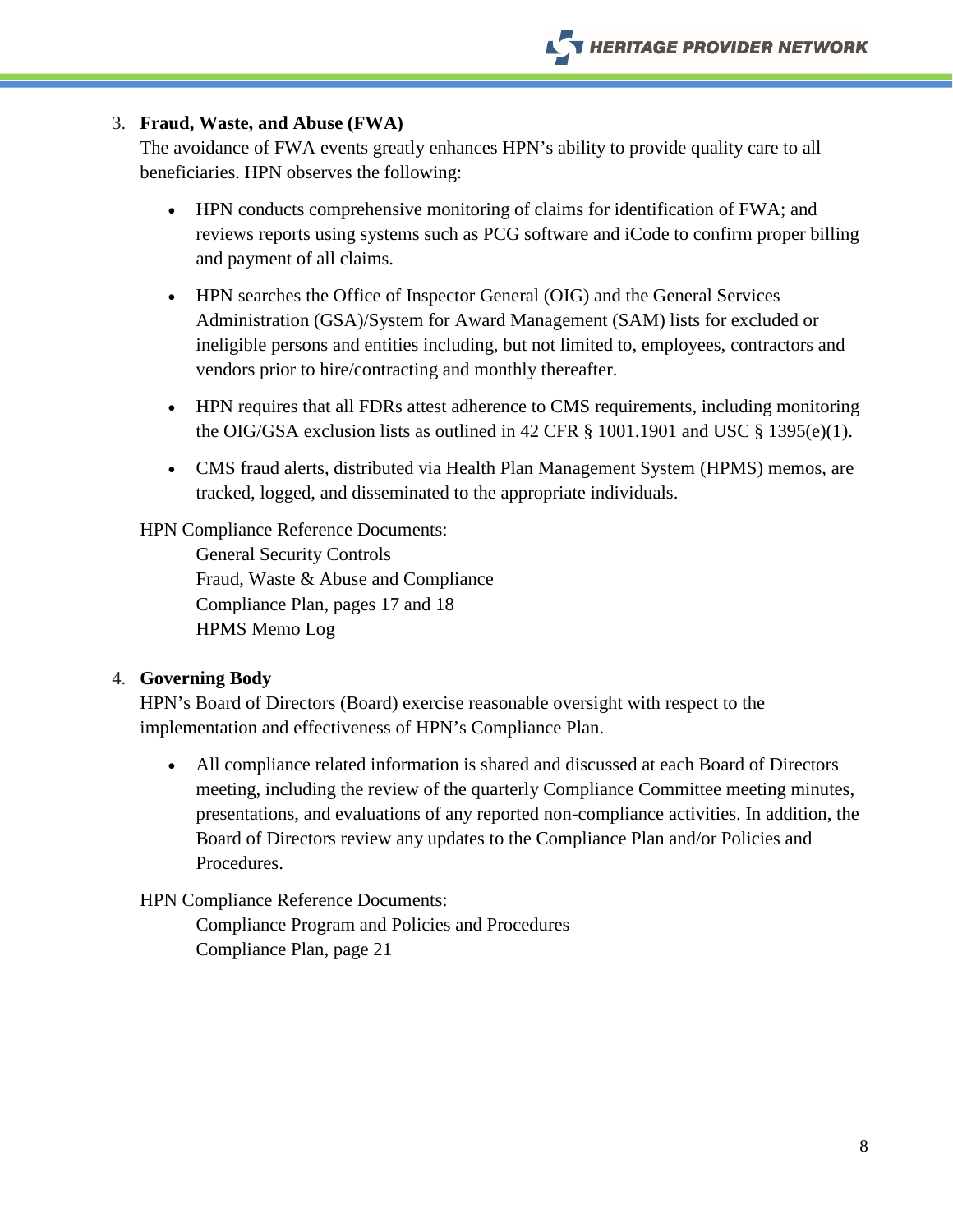3. **Fraud, Waste, and Abuse (FWA)**

   The avoidance of FWA events greatly enhances HPN's ability to provide quality care to all beneficiaries. HPN observes the following:

   - HPN conducts comprehensive monitoring of claims for identification of FWA; and reviews reports using systems such as PCG software and iCode to confirm proper billing and payment of all claims.
   - HPN searches the Office of Inspector General (OIG) and the General Services Administration (GSA)/System for Award Management (SAM) lists for excluded or ineligible persons and entities including, but not limited to, employees, contractors and vendors prior to hire/contracting and monthly thereafter.
   - HPN requires that all FDRs attest adherence to CMS requirements, including monitoring the OIG/GSA exclusion lists as outlined in 42 CFR § 1001.1901 and USC § 1395(e)(1).
   - CMS fraud alerts, distributed via Health Plan Management System (HPMS) memos, are tracked, logged, and disseminated to the appropriate individuals.

   HPN Compliance Reference Documents:

   General Security Controls
   Fraud, Waste & Abuse and Compliance
   Compliance Plan, pages 17 and 18
   HPMS Memo Log

4. **Governing Body**

   HPN's Board of Directors (Board) exercise reasonable oversight with respect to the implementation and effectiveness of HPN's Compliance Plan.

   - All compliance related information is shared and discussed at each Board of Directors meeting, including the review of the quarterly Compliance Committee meeting minutes, presentations, and evaluations of any reported non-compliance activities. In addition, the Board of Directors review any updates to the Compliance Plan and/or Policies and Procedures.

   HPN Compliance Reference Documents:

   Compliance Program and Policies and Procedures
   Compliance Plan, page 21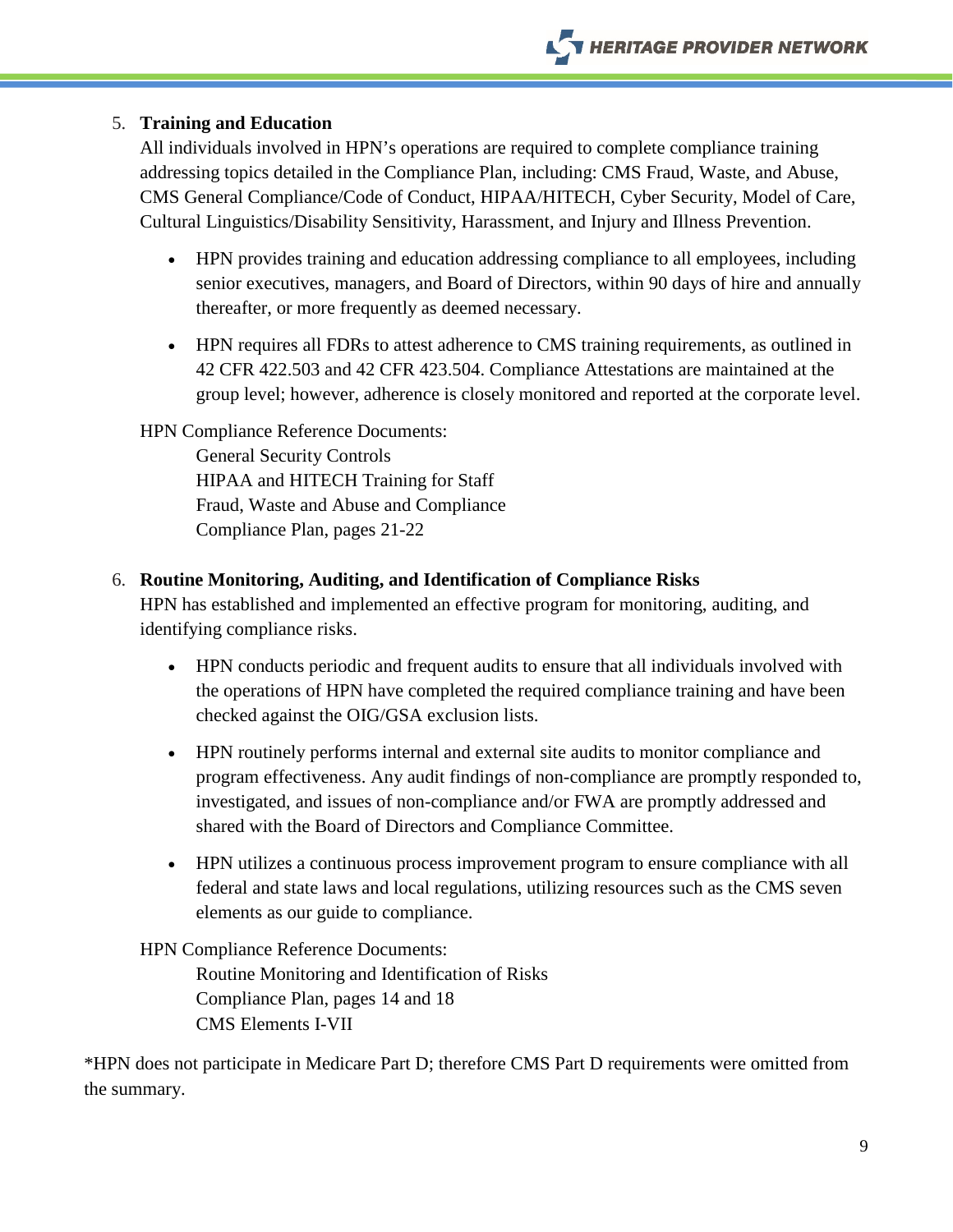5. **Training and Education**

   All individuals involved in HPN's operations are required to complete compliance training addressing topics detailed in the Compliance Plan, including: CMS Fraud, Waste, and Abuse, CMS General Compliance/Code of Conduct, HIPAA/HITECH, Cyber Security, Model of Care, Cultural Linguistics/Disability Sensitivity, Harassment, and Injury and Illness Prevention.

   - HPN provides training and education addressing compliance to all employees, including senior executives, managers, and Board of Directors, within 90 days of hire and annually thereafter, or more frequently as deemed necessary.
   - HPN requires all FDRs to attest adherence to CMS training requirements, as outlined in 42 CFR 422.503 and 42 CFR 423.504. Compliance Attestations are maintained at the group level; however, adherence is closely monitored and reported at the corporate level.

   HPN Compliance Reference Documents:

   General Security Controls
   HIPAA and HITECH Training for Staff
   Fraud, Waste and Abuse and Compliance
   Compliance Plan, pages 21-22

6. **Routine Monitoring, Auditing, and Identification of Compliance Risks**

   HPN has established and implemented an effective program for monitoring, auditing, and identifying compliance risks.

   - HPN conducts periodic and frequent audits to ensure that all individuals involved with the operations of HPN have completed the required compliance training and have been checked against the OIG/GSA exclusion lists.
   - HPN routinely performs internal and external site audits to monitor compliance and program effectiveness. Any audit findings of non-compliance are promptly responded to, investigated, and issues of non-compliance and/or FWA are promptly addressed and shared with the Board of Directors and Compliance Committee.
   - HPN utilizes a continuous process improvement program to ensure compliance with all federal and state laws and local regulations, utilizing resources such as the CMS seven elements as our guide to compliance.

   HPN Compliance Reference Documents:

   Routine Monitoring and Identification of Risks
   Compliance Plan, pages 14 and 18
   CMS Elements I-VII

*HPN does not participate in Medicare Part D; therefore CMS Part D requirements were omitted from the summary.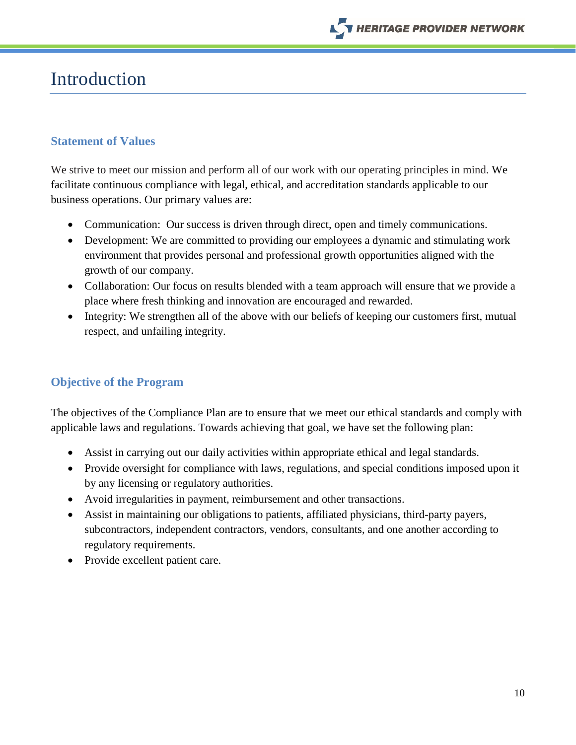# Introduction

## Statement of Values

We strive to meet our mission and perform all of our work with our operating principles in mind. We facilitate continuous compliance with legal, ethical, and accreditation standards applicable to our business operations. Our primary values are:

- Communication: Our success is driven through direct, open and timely communications.
- Development: We are committed to providing our employees a dynamic and stimulating work environment that provides personal and professional growth opportunities aligned with the growth of our company.
- Collaboration: Our focus on results blended with a team approach will ensure that we provide a place where fresh thinking and innovation are encouraged and rewarded.
- Integrity: We strengthen all of the above with our beliefs of keeping our customers first, mutual respect, and unfailing integrity.

## Objective of the Program

The objectives of the Compliance Plan are to ensure that we meet our ethical standards and comply with applicable laws and regulations. Towards achieving that goal, we have set the following plan:

- Assist in carrying out our daily activities within appropriate ethical and legal standards.
- Provide oversight for compliance with laws, regulations, and special conditions imposed upon it by any licensing or regulatory authorities.
- Avoid irregularities in payment, reimbursement and other transactions.
- Assist in maintaining our obligations to patients, affiliated physicians, third-party payers, subcontractors, independent contractors, vendors, consultants, and one another according to regulatory requirements.
- Provide excellent patient care.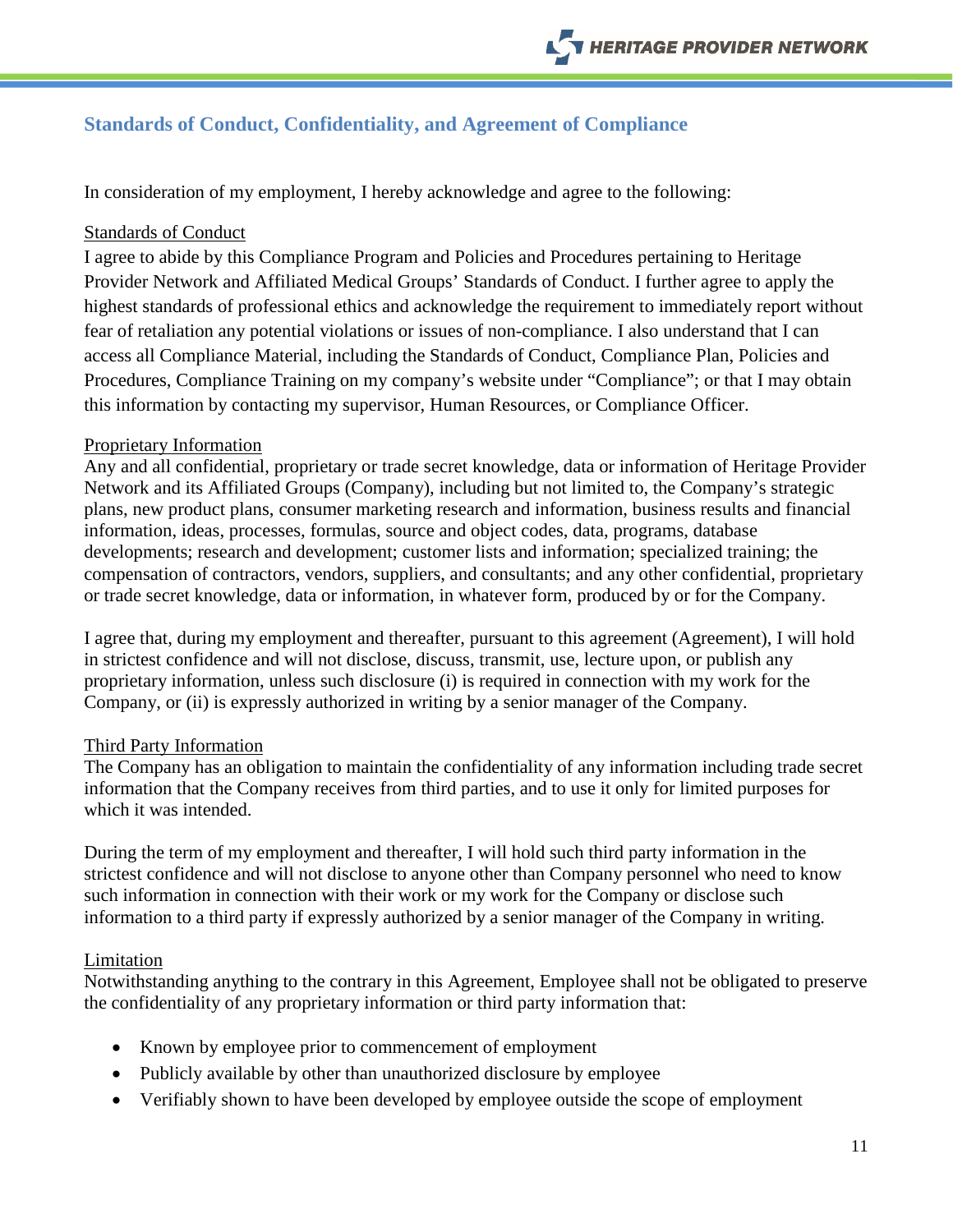## Standards of Conduct, Confidentiality, and Agreement of Compliance

In consideration of my employment, I hereby acknowledge and agree to the following:

<u>Standards of Conduct</u>

I agree to abide by this Compliance Program and Policies and Procedures pertaining to Heritage Provider Network and Affiliated Medical Groups' Standards of Conduct. I further agree to apply the highest standards of professional ethics and acknowledge the requirement to immediately report without fear of retaliation any potential violations or issues of non-compliance. I also understand that I can access all Compliance Material, including the Standards of Conduct, Compliance Plan, Policies and Procedures, Compliance Training on my company's website under "Compliance"; or that I may obtain this information by contacting my supervisor, Human Resources, or Compliance Officer.

<u>Proprietary Information</u>

Any and all confidential, proprietary or trade secret knowledge, data or information of Heritage Provider Network and its Affiliated Groups (Company), including but not limited to, the Company's strategic plans, new product plans, consumer marketing research and information, business results and financial information, ideas, processes, formulas, source and object codes, data, programs, database developments; research and development; customer lists and information; specialized training; the compensation of contractors, vendors, suppliers, and consultants; and any other confidential, proprietary or trade secret knowledge, data or information, in whatever form, produced by or for the Company.

I agree that, during my employment and thereafter, pursuant to this agreement (Agreement), I will hold in strictest confidence and will not disclose, discuss, transmit, use, lecture upon, or publish any proprietary information, unless such disclosure (i) is required in connection with my work for the Company, or (ii) is expressly authorized in writing by a senior manager of the Company.

<u>Third Party Information</u>

The Company has an obligation to maintain the confidentiality of any information including trade secret information that the Company receives from third parties, and to use it only for limited purposes for which it was intended.

During the term of my employment and thereafter, I will hold such third party information in the strictest confidence and will not disclose to anyone other than Company personnel who need to know such information in connection with their work or my work for the Company or disclose such information to a third party if expressly authorized by a senior manager of the Company in writing.

<u>Limitation</u>

Notwithstanding anything to the contrary in this Agreement, Employee shall not be obligated to preserve the confidentiality of any proprietary information or third party information that:

- Known by employee prior to commencement of employment
- Publicly available by other than unauthorized disclosure by employee
- Verifiably shown to have been developed by employee outside the scope of employment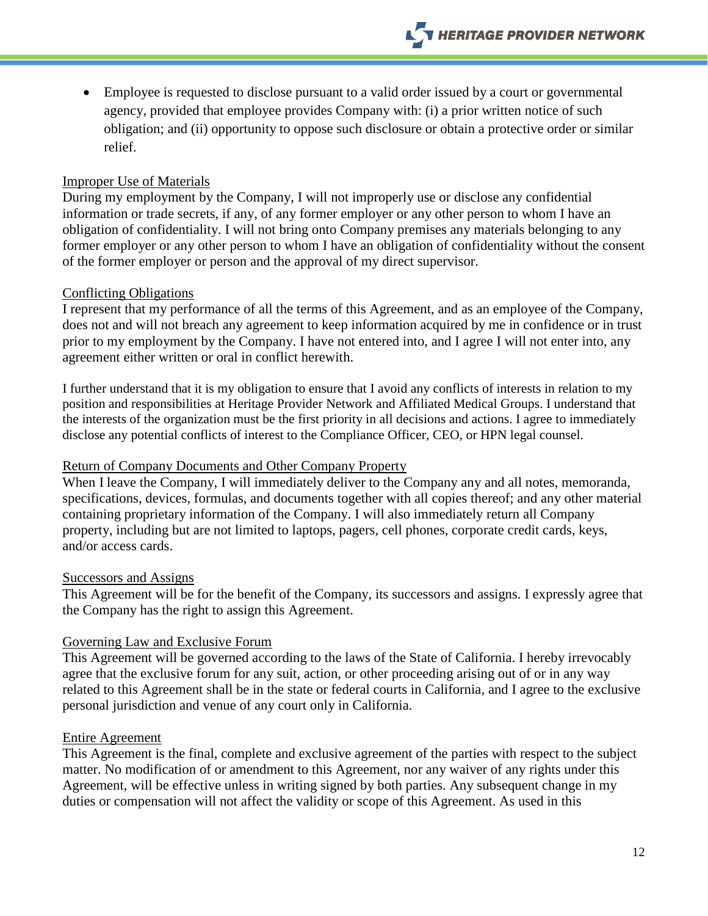- Employee is requested to disclose pursuant to a valid order issued by a court or governmental agency, provided that employee provides Company with: (i) a prior written notice of such obligation; and (ii) opportunity to oppose such disclosure or obtain a protective order or similar relief.

<u>Improper Use of Materials</u>

During my employment by the Company, I will not improperly use or disclose any confidential information or trade secrets, if any, of any former employer or any other person to whom I have an obligation of confidentiality. I will not bring onto Company premises any materials belonging to any former employer or any other person to whom I have an obligation of confidentiality without the consent of the former employer or person and the approval of my direct supervisor.

<u>Conflicting Obligations</u>

I represent that my performance of all the terms of this Agreement, and as an employee of the Company, does not and will not breach any agreement to keep information acquired by me in confidence or in trust prior to my employment by the Company. I have not entered into, and I agree I will not enter into, any agreement either written or oral in conflict herewith.

I further understand that it is my obligation to ensure that I avoid any conflicts of interests in relation to my position and responsibilities at Heritage Provider Network and Affiliated Medical Groups. I understand that the interests of the organization must be the first priority in all decisions and actions. I agree to immediately disclose any potential conflicts of interest to the Compliance Officer, CEO, or HPN legal counsel.

<u>Return of Company Documents and Other Company Property</u>

When I leave the Company, I will immediately deliver to the Company any and all notes, memoranda, specifications, devices, formulas, and documents together with all copies thereof; and any other material containing proprietary information of the Company. I will also immediately return all Company property, including but are not limited to laptops, pagers, cell phones, corporate credit cards, keys, and/or access cards.

<u>Successors and Assigns</u>

This Agreement will be for the benefit of the Company, its successors and assigns. I expressly agree that the Company has the right to assign this Agreement.

<u>Governing Law and Exclusive Forum</u>

This Agreement will be governed according to the laws of the State of California. I hereby irrevocably agree that the exclusive forum for any suit, action, or other proceeding arising out of or in any way related to this Agreement shall be in the state or federal courts in California, and I agree to the exclusive personal jurisdiction and venue of any court only in California.

<u>Entire Agreement</u>

This Agreement is the final, complete and exclusive agreement of the parties with respect to the subject matter. No modification of or amendment to this Agreement, nor any waiver of any rights under this Agreement, will be effective unless in writing signed by both parties. Any subsequent change in my duties or compensation will not affect the validity or scope of this Agreement. As used in this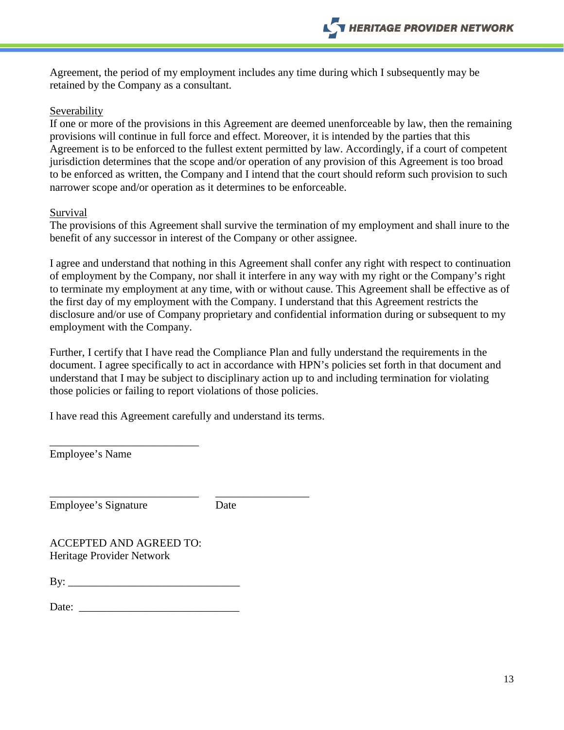Agreement, the period of my employment includes any time during which I subsequently may be retained by the Company as a consultant.

<u>Severability</u>
If one or more of the provisions in this Agreement are deemed unenforceable by law, then the remaining provisions will continue in full force and effect. Moreover, it is intended by the parties that this Agreement is to be enforced to the fullest extent permitted by law. Accordingly, if a court of competent jurisdiction determines that the scope and/or operation of any provision of this Agreement is too broad to be enforced as written, the Company and I intend that the court should reform such provision to such narrower scope and/or operation as it determines to be enforceable.

<u>Survival</u>
The provisions of this Agreement shall survive the termination of my employment and shall inure to the benefit of any successor in interest of the Company or other assignee.

I agree and understand that nothing in this Agreement shall confer any right with respect to continuation of employment by the Company, nor shall it interfere in any way with my right or the Company's right to terminate my employment at any time, with or without cause. This Agreement shall be effective as of the first day of my employment with the Company. I understand that this Agreement restricts the disclosure and/or use of Company proprietary and confidential information during or subsequent to my employment with the Company.

Further, I certify that I have read the Compliance Plan and fully understand the requirements in the document. I agree specifically to act in accordance with HPN's policies set forth in that document and understand that I may be subject to disciplinary action up to and including termination for violating those policies or failing to report violations of those policies.

I have read this Agreement carefully and understand its terms.

____________________________
Employee's Name

____________________________ &nbsp;&nbsp;&nbsp; _________________
Employee's Signature &nbsp;&nbsp;&nbsp;&nbsp;&nbsp;&nbsp;&nbsp;&nbsp;&nbsp;&nbsp;&nbsp;&nbsp; Date

ACCEPTED AND AGREED TO:
Heritage Provider Network

By: ______________________________

Date: ____________________________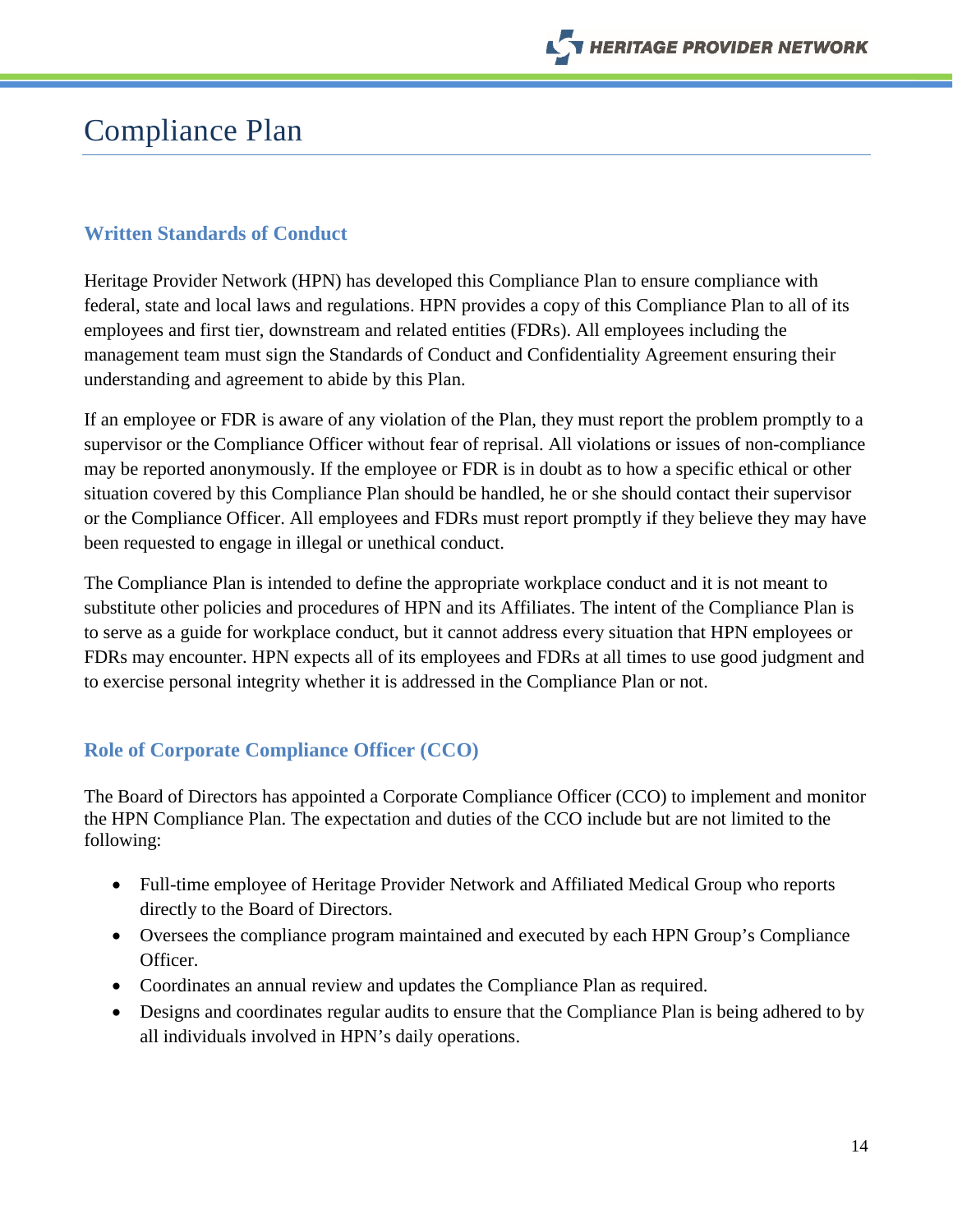# Compliance Plan

## Written Standards of Conduct

Heritage Provider Network (HPN) has developed this Compliance Plan to ensure compliance with federal, state and local laws and regulations. HPN provides a copy of this Compliance Plan to all of its employees and first tier, downstream and related entities (FDRs). All employees including the management team must sign the Standards of Conduct and Confidentiality Agreement ensuring their understanding and agreement to abide by this Plan.

If an employee or FDR is aware of any violation of the Plan, they must report the problem promptly to a supervisor or the Compliance Officer without fear of reprisal. All violations or issues of non-compliance may be reported anonymously. If the employee or FDR is in doubt as to how a specific ethical or other situation covered by this Compliance Plan should be handled, he or she should contact their supervisor or the Compliance Officer. All employees and FDRs must report promptly if they believe they may have been requested to engage in illegal or unethical conduct.

The Compliance Plan is intended to define the appropriate workplace conduct and it is not meant to substitute other policies and procedures of HPN and its Affiliates. The intent of the Compliance Plan is to serve as a guide for workplace conduct, but it cannot address every situation that HPN employees or FDRs may encounter. HPN expects all of its employees and FDRs at all times to use good judgment and to exercise personal integrity whether it is addressed in the Compliance Plan or not.

## Role of Corporate Compliance Officer (CCO)

The Board of Directors has appointed a Corporate Compliance Officer (CCO) to implement and monitor the HPN Compliance Plan. The expectation and duties of the CCO include but are not limited to the following:

- Full-time employee of Heritage Provider Network and Affiliated Medical Group who reports directly to the Board of Directors.
- Oversees the compliance program maintained and executed by each HPN Group's Compliance Officer.
- Coordinates an annual review and updates the Compliance Plan as required.
- Designs and coordinates regular audits to ensure that the Compliance Plan is being adhered to by all individuals involved in HPN's daily operations.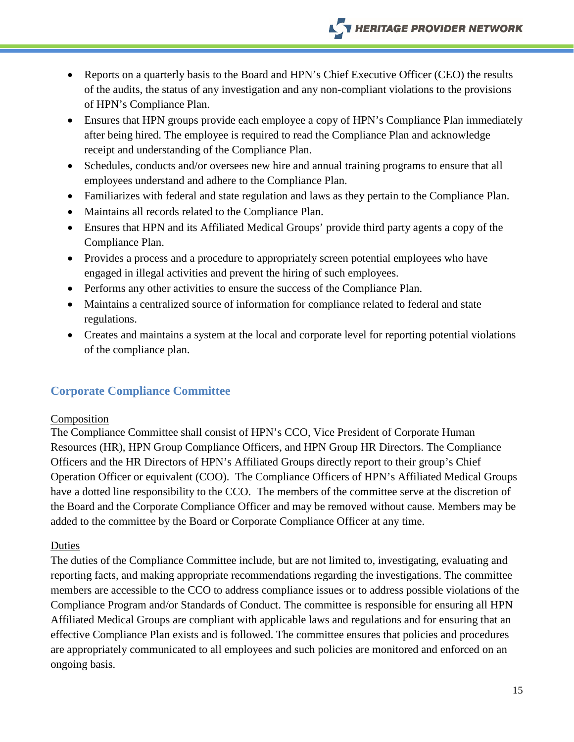- Reports on a quarterly basis to the Board and HPN's Chief Executive Officer (CEO) the results of the audits, the status of any investigation and any non-compliant violations to the provisions of HPN's Compliance Plan.
- Ensures that HPN groups provide each employee a copy of HPN's Compliance Plan immediately after being hired. The employee is required to read the Compliance Plan and acknowledge receipt and understanding of the Compliance Plan.
- Schedules, conducts and/or oversees new hire and annual training programs to ensure that all employees understand and adhere to the Compliance Plan.
- Familiarizes with federal and state regulation and laws as they pertain to the Compliance Plan.
- Maintains all records related to the Compliance Plan.
- Ensures that HPN and its Affiliated Medical Groups' provide third party agents a copy of the Compliance Plan.
- Provides a process and a procedure to appropriately screen potential employees who have engaged in illegal activities and prevent the hiring of such employees.
- Performs any other activities to ensure the success of the Compliance Plan.
- Maintains a centralized source of information for compliance related to federal and state regulations.
- Creates and maintains a system at the local and corporate level for reporting potential violations of the compliance plan.

## Corporate Compliance Committee

<u>Composition</u>

The Compliance Committee shall consist of HPN's CCO, Vice President of Corporate Human Resources (HR), HPN Group Compliance Officers, and HPN Group HR Directors. The Compliance Officers and the HR Directors of HPN's Affiliated Groups directly report to their group's Chief Operation Officer or equivalent (COO). The Compliance Officers of HPN's Affiliated Medical Groups have a dotted line responsibility to the CCO. The members of the committee serve at the discretion of the Board and the Corporate Compliance Officer and may be removed without cause. Members may be added to the committee by the Board or Corporate Compliance Officer at any time.

<u>Duties</u>

The duties of the Compliance Committee include, but are not limited to, investigating, evaluating and reporting facts, and making appropriate recommendations regarding the investigations. The committee members are accessible to the CCO to address compliance issues or to address possible violations of the Compliance Program and/or Standards of Conduct. The committee is responsible for ensuring all HPN Affiliated Medical Groups are compliant with applicable laws and regulations and for ensuring that an effective Compliance Plan exists and is followed. The committee ensures that policies and procedures are appropriately communicated to all employees and such policies are monitored and enforced on an ongoing basis.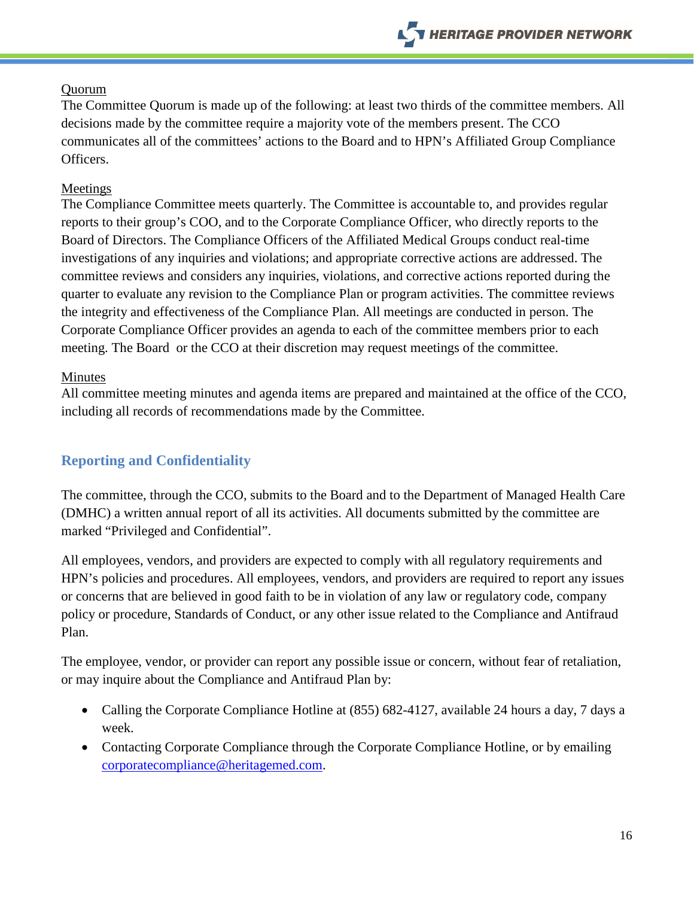Quorum

The Committee Quorum is made up of the following: at least two thirds of the committee members. All decisions made by the committee require a majority vote of the members present. The CCO communicates all of the committees' actions to the Board and to HPN's Affiliated Group Compliance Officers.

Meetings

The Compliance Committee meets quarterly. The Committee is accountable to, and provides regular reports to their group's COO, and to the Corporate Compliance Officer, who directly reports to the Board of Directors. The Compliance Officers of the Affiliated Medical Groups conduct real-time investigations of any inquiries and violations; and appropriate corrective actions are addressed. The committee reviews and considers any inquiries, violations, and corrective actions reported during the quarter to evaluate any revision to the Compliance Plan or program activities. The committee reviews the integrity and effectiveness of the Compliance Plan. All meetings are conducted in person. The Corporate Compliance Officer provides an agenda to each of the committee members prior to each meeting. The Board or the CCO at their discretion may request meetings of the committee.

Minutes

All committee meeting minutes and agenda items are prepared and maintained at the office of the CCO, including all records of recommendations made by the Committee.

## Reporting and Confidentiality

The committee, through the CCO, submits to the Board and to the Department of Managed Health Care (DMHC) a written annual report of all its activities. All documents submitted by the committee are marked "Privileged and Confidential".

All employees, vendors, and providers are expected to comply with all regulatory requirements and HPN's policies and procedures. All employees, vendors, and providers are required to report any issues or concerns that are believed in good faith to be in violation of any law or regulatory code, company policy or procedure, Standards of Conduct, or any other issue related to the Compliance and Antifraud Plan.

The employee, vendor, or provider can report any possible issue or concern, without fear of retaliation, or may inquire about the Compliance and Antifraud Plan by:

- Calling the Corporate Compliance Hotline at (855) 682-4127, available 24 hours a day, 7 days a week.
- Contacting Corporate Compliance through the Corporate Compliance Hotline, or by emailing corporatecompliance@heritagemed.com.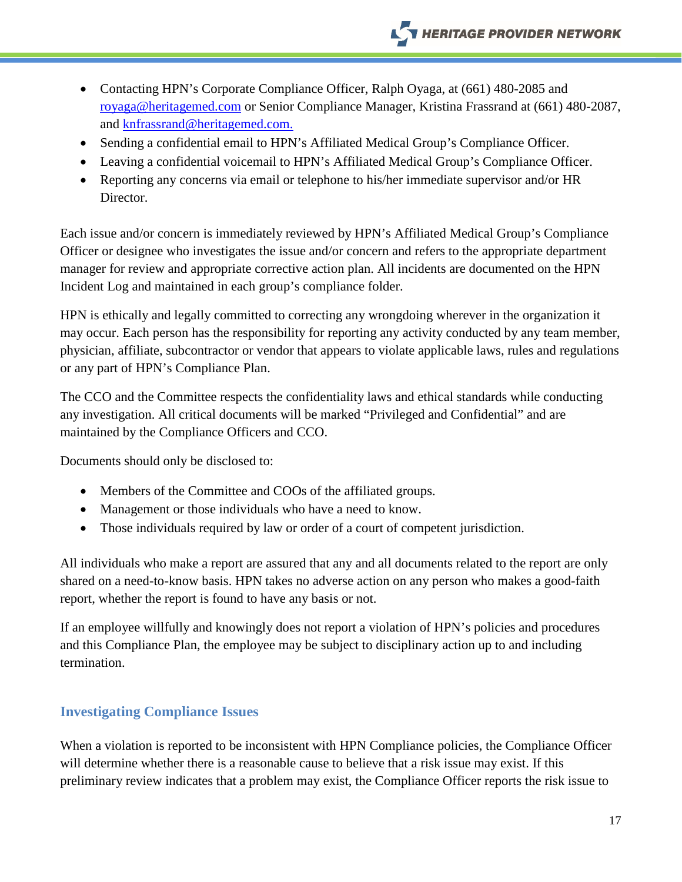- Contacting HPN's Corporate Compliance Officer, Ralph Oyaga, at (661) 480-2085 and royaga@heritagemed.com or Senior Compliance Manager, Kristina Frassrand at (661) 480-2087, and knfrassrand@heritagemed.com.
- Sending a confidential email to HPN's Affiliated Medical Group's Compliance Officer.
- Leaving a confidential voicemail to HPN's Affiliated Medical Group's Compliance Officer.
- Reporting any concerns via email or telephone to his/her immediate supervisor and/or HR Director.

Each issue and/or concern is immediately reviewed by HPN's Affiliated Medical Group's Compliance Officer or designee who investigates the issue and/or concern and refers to the appropriate department manager for review and appropriate corrective action plan. All incidents are documented on the HPN Incident Log and maintained in each group's compliance folder.

HPN is ethically and legally committed to correcting any wrongdoing wherever in the organization it may occur. Each person has the responsibility for reporting any activity conducted by any team member, physician, affiliate, subcontractor or vendor that appears to violate applicable laws, rules and regulations or any part of HPN's Compliance Plan.

The CCO and the Committee respects the confidentiality laws and ethical standards while conducting any investigation. All critical documents will be marked "Privileged and Confidential" and are maintained by the Compliance Officers and CCO.

Documents should only be disclosed to:

- Members of the Committee and COOs of the affiliated groups.
- Management or those individuals who have a need to know.
- Those individuals required by law or order of a court of competent jurisdiction.

All individuals who make a report are assured that any and all documents related to the report are only shared on a need-to-know basis. HPN takes no adverse action on any person who makes a good-faith report, whether the report is found to have any basis or not.

If an employee willfully and knowingly does not report a violation of HPN's policies and procedures and this Compliance Plan, the employee may be subject to disciplinary action up to and including termination.

## Investigating Compliance Issues

When a violation is reported to be inconsistent with HPN Compliance policies, the Compliance Officer will determine whether there is a reasonable cause to believe that a risk issue may exist. If this preliminary review indicates that a problem may exist, the Compliance Officer reports the risk issue to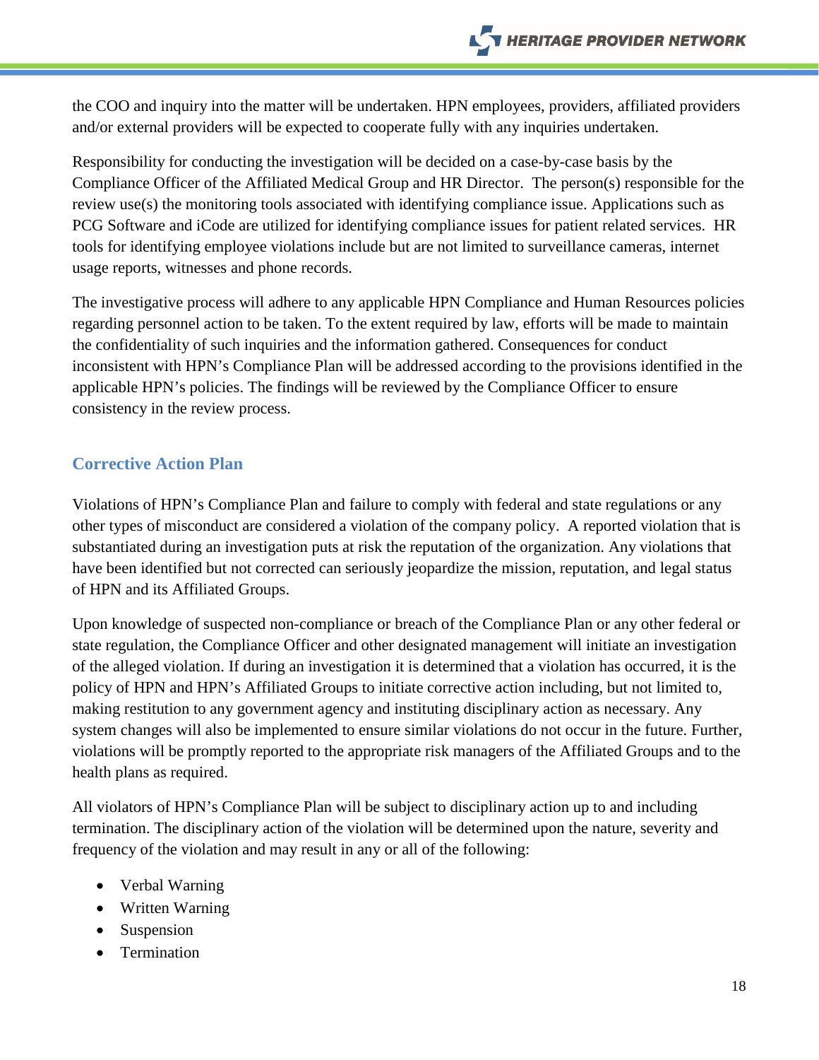the COO and inquiry into the matter will be undertaken. HPN employees, providers, affiliated providers and/or external providers will be expected to cooperate fully with any inquiries undertaken.

Responsibility for conducting the investigation will be decided on a case-by-case basis by the Compliance Officer of the Affiliated Medical Group and HR Director. The person(s) responsible for the review use(s) the monitoring tools associated with identifying compliance issue. Applications such as PCG Software and iCode are utilized for identifying compliance issues for patient related services. HR tools for identifying employee violations include but are not limited to surveillance cameras, internet usage reports, witnesses and phone records.

The investigative process will adhere to any applicable HPN Compliance and Human Resources policies regarding personnel action to be taken. To the extent required by law, efforts will be made to maintain the confidentiality of such inquiries and the information gathered. Consequences for conduct inconsistent with HPN's Compliance Plan will be addressed according to the provisions identified in the applicable HPN's policies. The findings will be reviewed by the Compliance Officer to ensure consistency in the review process.

## Corrective Action Plan

Violations of HPN's Compliance Plan and failure to comply with federal and state regulations or any other types of misconduct are considered a violation of the company policy. A reported violation that is substantiated during an investigation puts at risk the reputation of the organization. Any violations that have been identified but not corrected can seriously jeopardize the mission, reputation, and legal status of HPN and its Affiliated Groups.

Upon knowledge of suspected non-compliance or breach of the Compliance Plan or any other federal or state regulation, the Compliance Officer and other designated management will initiate an investigation of the alleged violation. If during an investigation it is determined that a violation has occurred, it is the policy of HPN and HPN's Affiliated Groups to initiate corrective action including, but not limited to, making restitution to any government agency and instituting disciplinary action as necessary. Any system changes will also be implemented to ensure similar violations do not occur in the future. Further, violations will be promptly reported to the appropriate risk managers of the Affiliated Groups and to the health plans as required.

All violators of HPN's Compliance Plan will be subject to disciplinary action up to and including termination. The disciplinary action of the violation will be determined upon the nature, severity and frequency of the violation and may result in any or all of the following:

- Verbal Warning
- Written Warning
- Suspension
- Termination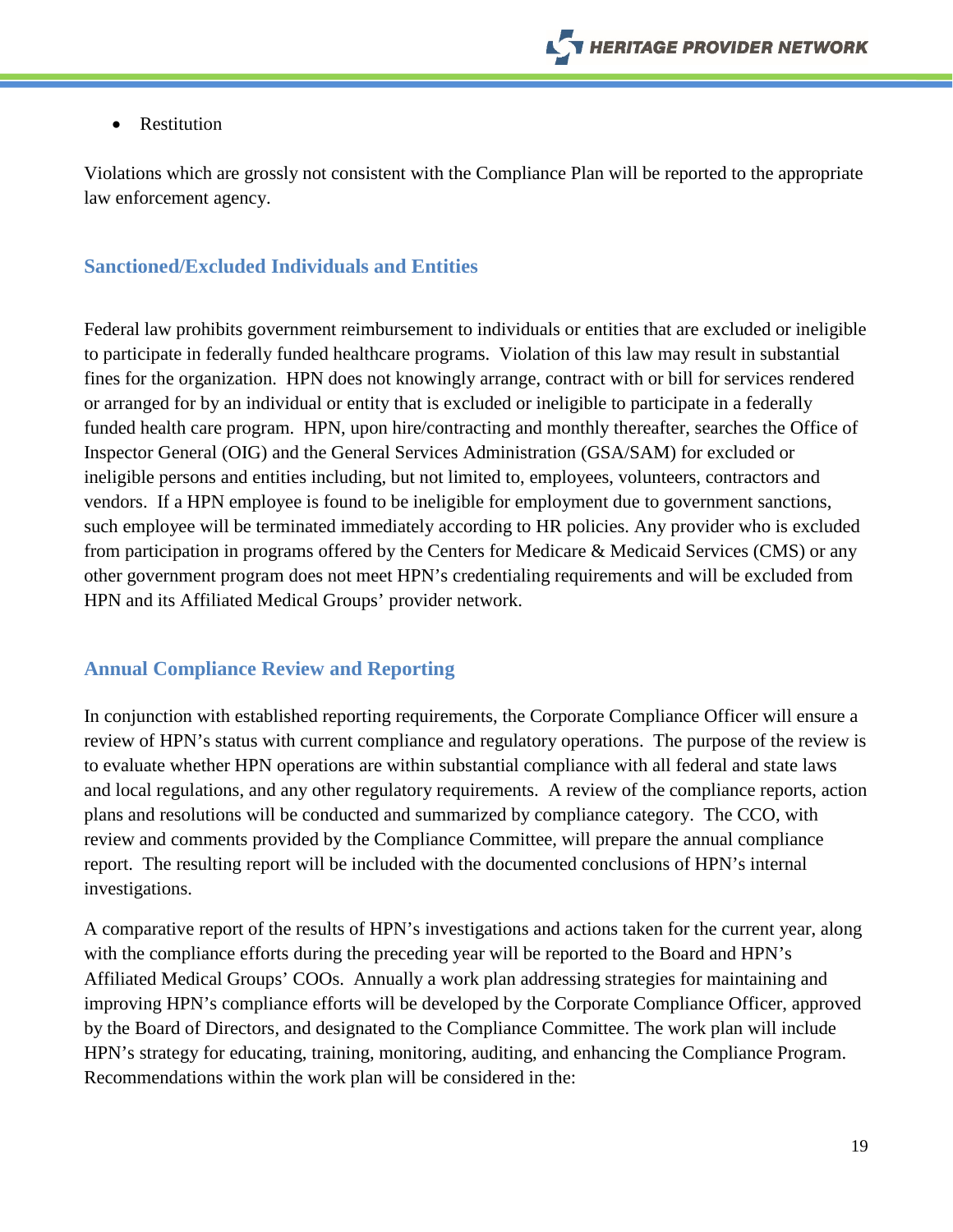- Restitution

Violations which are grossly not consistent with the Compliance Plan will be reported to the appropriate law enforcement agency.

## Sanctioned/Excluded Individuals and Entities

Federal law prohibits government reimbursement to individuals or entities that are excluded or ineligible to participate in federally funded healthcare programs. Violation of this law may result in substantial fines for the organization. HPN does not knowingly arrange, contract with or bill for services rendered or arranged for by an individual or entity that is excluded or ineligible to participate in a federally funded health care program. HPN, upon hire/contracting and monthly thereafter, searches the Office of Inspector General (OIG) and the General Services Administration (GSA/SAM) for excluded or ineligible persons and entities including, but not limited to, employees, volunteers, contractors and vendors. If a HPN employee is found to be ineligible for employment due to government sanctions, such employee will be terminated immediately according to HR policies. Any provider who is excluded from participation in programs offered by the Centers for Medicare & Medicaid Services (CMS) or any other government program does not meet HPN's credentialing requirements and will be excluded from HPN and its Affiliated Medical Groups' provider network.

## Annual Compliance Review and Reporting

In conjunction with established reporting requirements, the Corporate Compliance Officer will ensure a review of HPN's status with current compliance and regulatory operations. The purpose of the review is to evaluate whether HPN operations are within substantial compliance with all federal and state laws and local regulations, and any other regulatory requirements. A review of the compliance reports, action plans and resolutions will be conducted and summarized by compliance category. The CCO, with review and comments provided by the Compliance Committee, will prepare the annual compliance report. The resulting report will be included with the documented conclusions of HPN's internal investigations.

A comparative report of the results of HPN's investigations and actions taken for the current year, along with the compliance efforts during the preceding year will be reported to the Board and HPN's Affiliated Medical Groups' COOs. Annually a work plan addressing strategies for maintaining and improving HPN's compliance efforts will be developed by the Corporate Compliance Officer, approved by the Board of Directors, and designated to the Compliance Committee. The work plan will include HPN's strategy for educating, training, monitoring, auditing, and enhancing the Compliance Program. Recommendations within the work plan will be considered in the: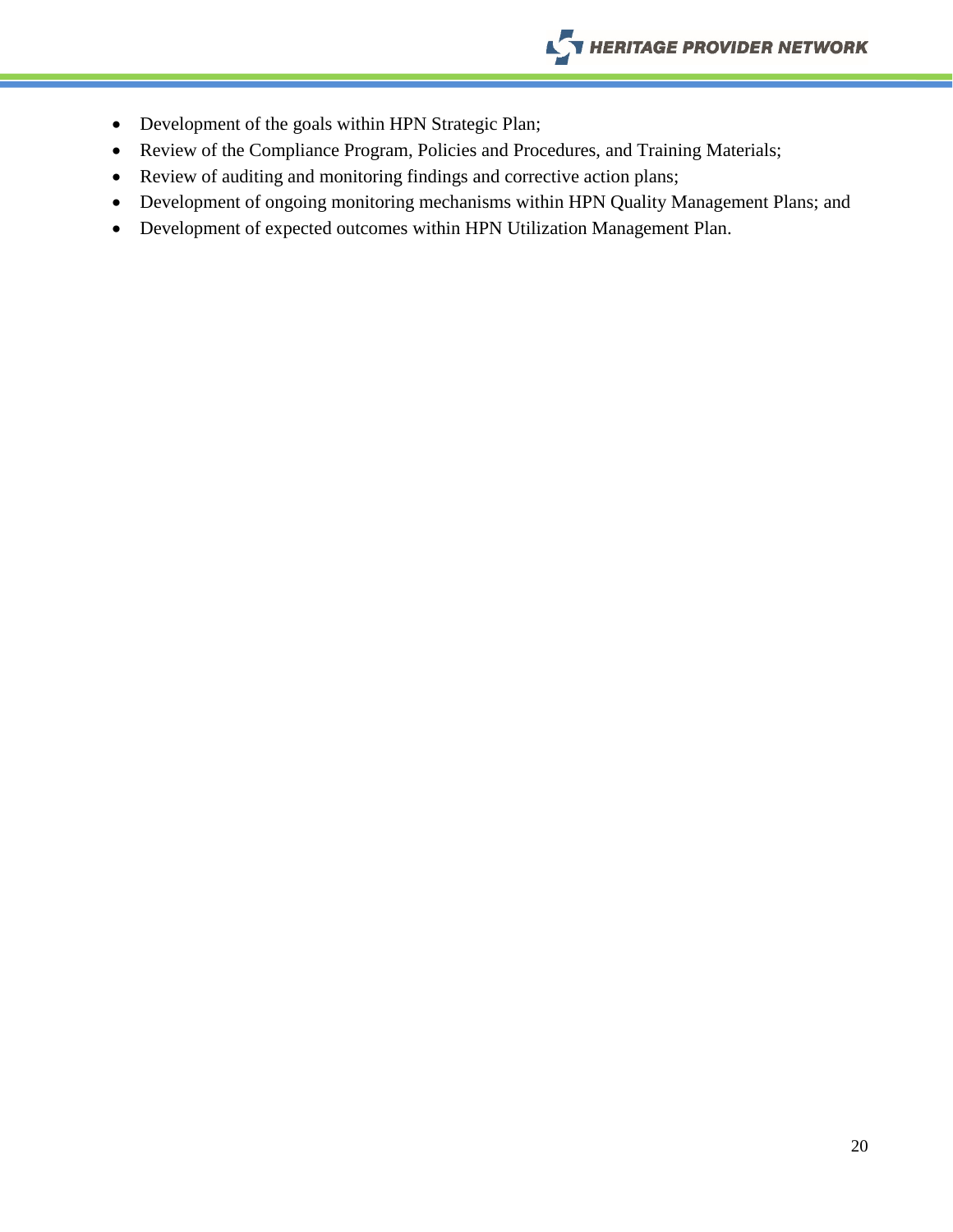- Development of the goals within HPN Strategic Plan;
- Review of the Compliance Program, Policies and Procedures, and Training Materials;
- Review of auditing and monitoring findings and corrective action plans;
- Development of ongoing monitoring mechanisms within HPN Quality Management Plans; and
- Development of expected outcomes within HPN Utilization Management Plan.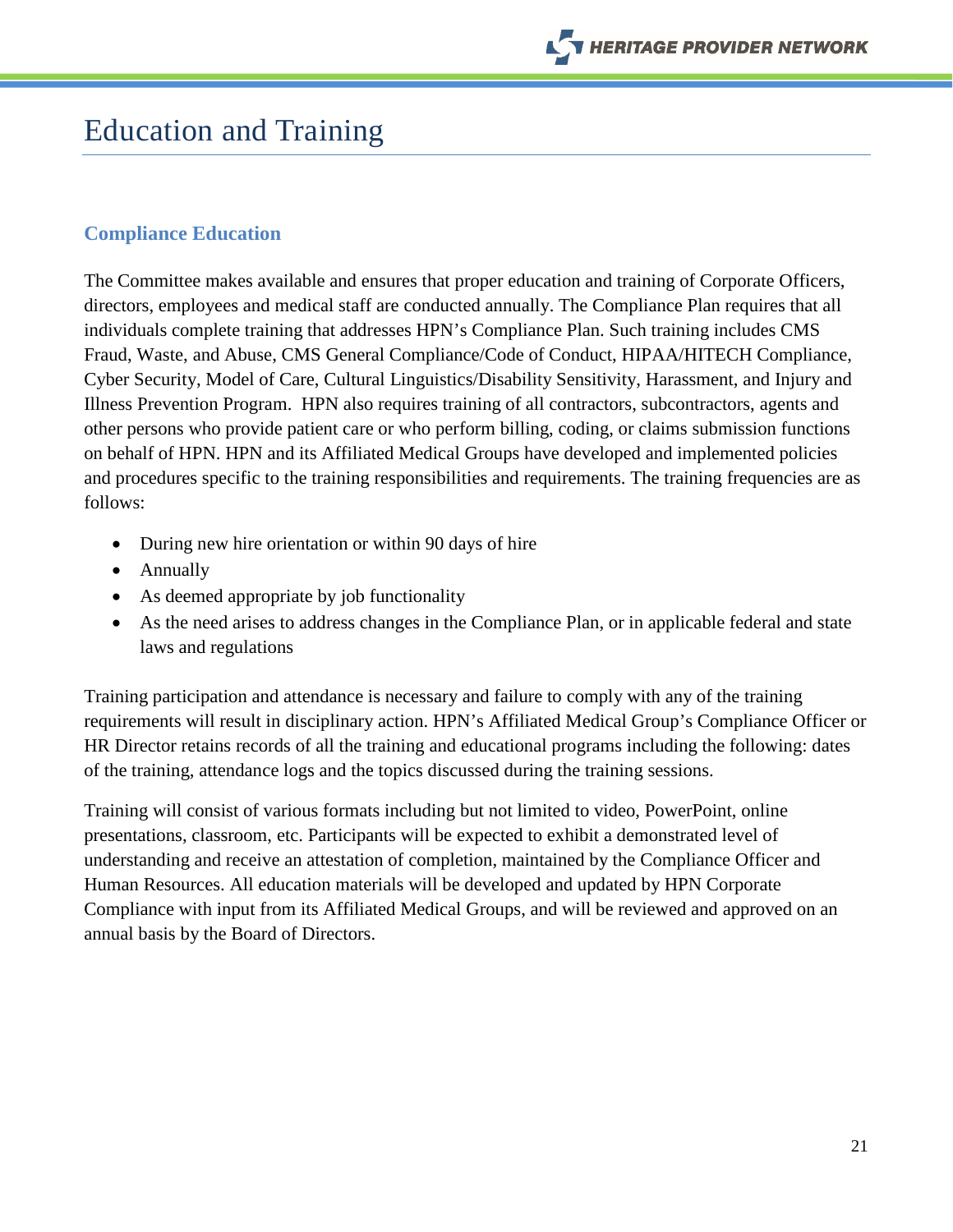# Education and Training

## Compliance Education

The Committee makes available and ensures that proper education and training of Corporate Officers, directors, employees and medical staff are conducted annually. The Compliance Plan requires that all individuals complete training that addresses HPN's Compliance Plan. Such training includes CMS Fraud, Waste, and Abuse, CMS General Compliance/Code of Conduct, HIPAA/HITECH Compliance, Cyber Security, Model of Care, Cultural Linguistics/Disability Sensitivity, Harassment, and Injury and Illness Prevention Program. HPN also requires training of all contractors, subcontractors, agents and other persons who provide patient care or who perform billing, coding, or claims submission functions on behalf of HPN. HPN and its Affiliated Medical Groups have developed and implemented policies and procedures specific to the training responsibilities and requirements. The training frequencies are as follows:

- During new hire orientation or within 90 days of hire
- Annually
- As deemed appropriate by job functionality
- As the need arises to address changes in the Compliance Plan, or in applicable federal and state laws and regulations

Training participation and attendance is necessary and failure to comply with any of the training requirements will result in disciplinary action. HPN's Affiliated Medical Group's Compliance Officer or HR Director retains records of all the training and educational programs including the following: dates of the training, attendance logs and the topics discussed during the training sessions.

Training will consist of various formats including but not limited to video, PowerPoint, online presentations, classroom, etc. Participants will be expected to exhibit a demonstrated level of understanding and receive an attestation of completion, maintained by the Compliance Officer and Human Resources. All education materials will be developed and updated by HPN Corporate Compliance with input from its Affiliated Medical Groups, and will be reviewed and approved on an annual basis by the Board of Directors.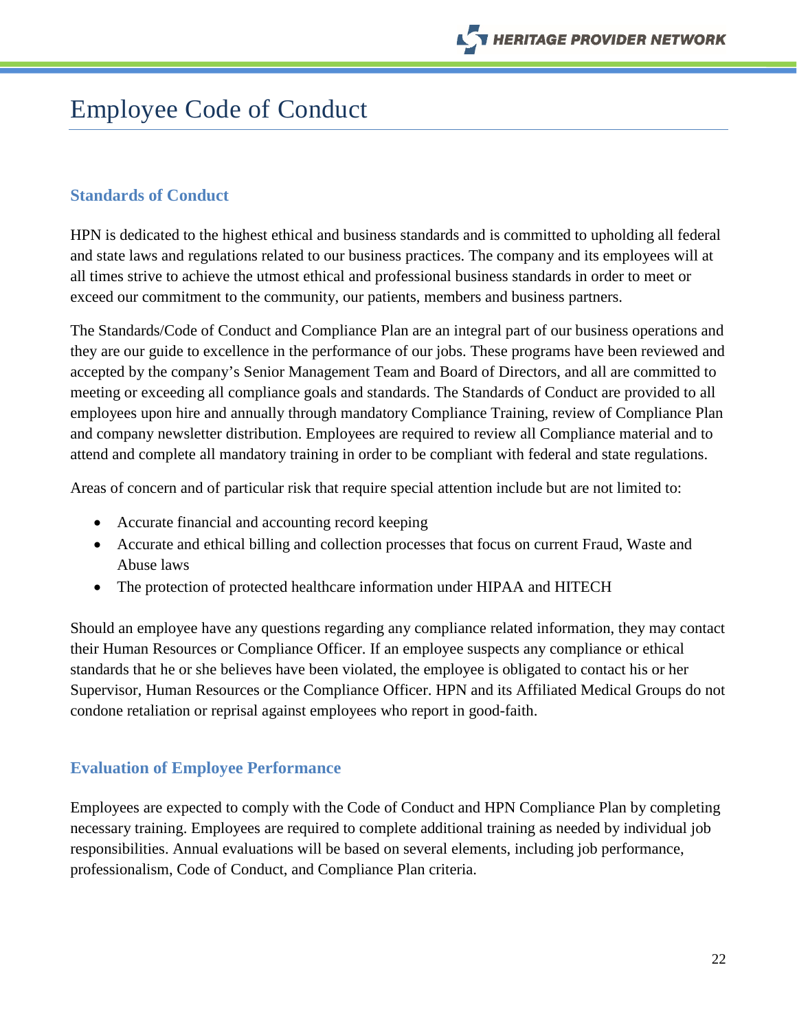# Employee Code of Conduct

## Standards of Conduct

HPN is dedicated to the highest ethical and business standards and is committed to upholding all federal and state laws and regulations related to our business practices. The company and its employees will at all times strive to achieve the utmost ethical and professional business standards in order to meet or exceed our commitment to the community, our patients, members and business partners.

The Standards/Code of Conduct and Compliance Plan are an integral part of our business operations and they are our guide to excellence in the performance of our jobs. These programs have been reviewed and accepted by the company's Senior Management Team and Board of Directors, and all are committed to meeting or exceeding all compliance goals and standards. The Standards of Conduct are provided to all employees upon hire and annually through mandatory Compliance Training, review of Compliance Plan and company newsletter distribution. Employees are required to review all Compliance material and to attend and complete all mandatory training in order to be compliant with federal and state regulations.

Areas of concern and of particular risk that require special attention include but are not limited to:

- Accurate financial and accounting record keeping
- Accurate and ethical billing and collection processes that focus on current Fraud, Waste and Abuse laws
- The protection of protected healthcare information under HIPAA and HITECH

Should an employee have any questions regarding any compliance related information, they may contact their Human Resources or Compliance Officer. If an employee suspects any compliance or ethical standards that he or she believes have been violated, the employee is obligated to contact his or her Supervisor, Human Resources or the Compliance Officer. HPN and its Affiliated Medical Groups do not condone retaliation or reprisal against employees who report in good-faith.

## Evaluation of Employee Performance

Employees are expected to comply with the Code of Conduct and HPN Compliance Plan by completing necessary training. Employees are required to complete additional training as needed by individual job responsibilities. Annual evaluations will be based on several elements, including job performance, professionalism, Code of Conduct, and Compliance Plan criteria.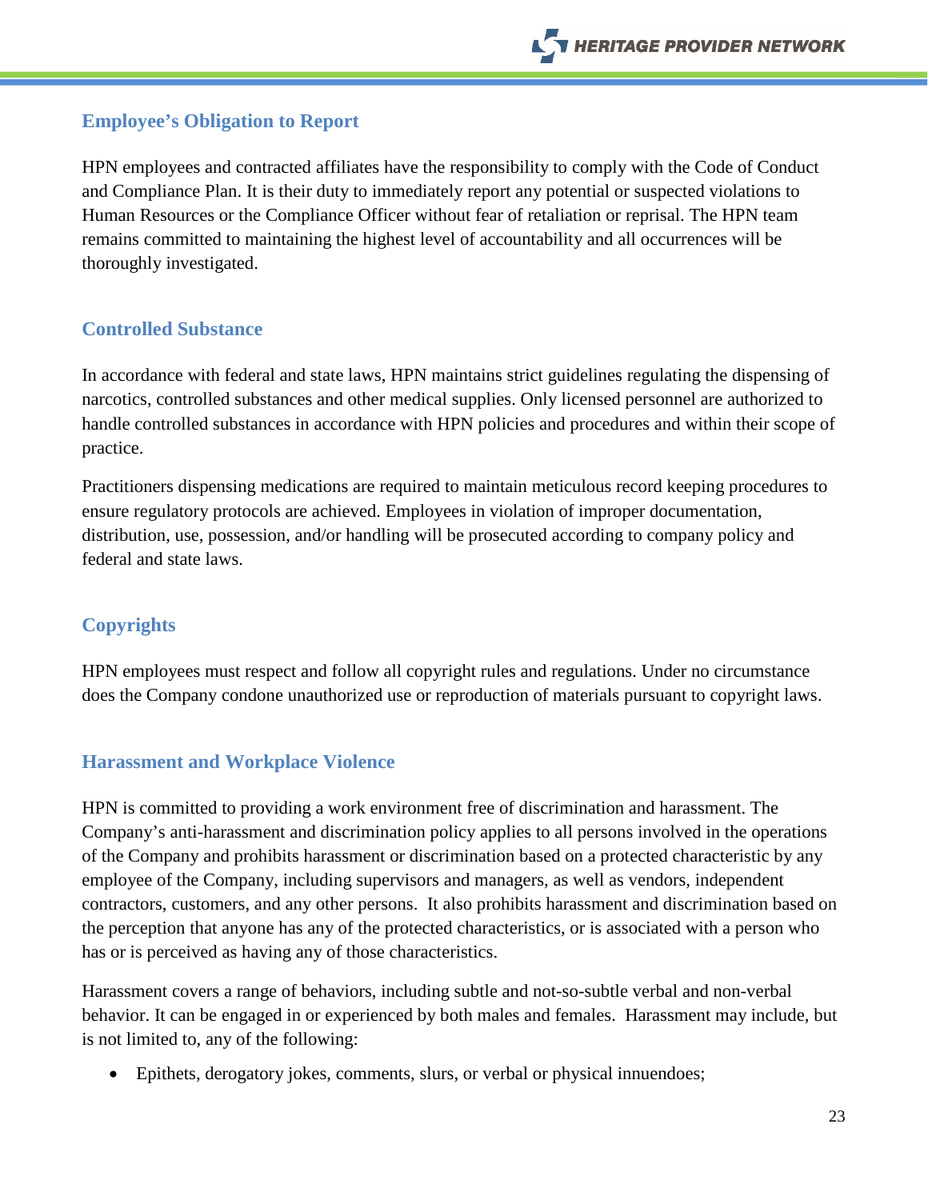## Employee's Obligation to Report

HPN employees and contracted affiliates have the responsibility to comply with the Code of Conduct and Compliance Plan. It is their duty to immediately report any potential or suspected violations to Human Resources or the Compliance Officer without fear of retaliation or reprisal. The HPN team remains committed to maintaining the highest level of accountability and all occurrences will be thoroughly investigated.

## Controlled Substance

In accordance with federal and state laws, HPN maintains strict guidelines regulating the dispensing of narcotics, controlled substances and other medical supplies. Only licensed personnel are authorized to handle controlled substances in accordance with HPN policies and procedures and within their scope of practice.

Practitioners dispensing medications are required to maintain meticulous record keeping procedures to ensure regulatory protocols are achieved. Employees in violation of improper documentation, distribution, use, possession, and/or handling will be prosecuted according to company policy and federal and state laws.

## Copyrights

HPN employees must respect and follow all copyright rules and regulations. Under no circumstance does the Company condone unauthorized use or reproduction of materials pursuant to copyright laws.

## Harassment and Workplace Violence

HPN is committed to providing a work environment free of discrimination and harassment. The Company's anti-harassment and discrimination policy applies to all persons involved in the operations of the Company and prohibits harassment or discrimination based on a protected characteristic by any employee of the Company, including supervisors and managers, as well as vendors, independent contractors, customers, and any other persons. It also prohibits harassment and discrimination based on the perception that anyone has any of the protected characteristics, or is associated with a person who has or is perceived as having any of those characteristics.

Harassment covers a range of behaviors, including subtle and not-so-subtle verbal and non-verbal behavior. It can be engaged in or experienced by both males and females. Harassment may include, but is not limited to, any of the following:

- Epithets, derogatory jokes, comments, slurs, or verbal or physical innuendoes;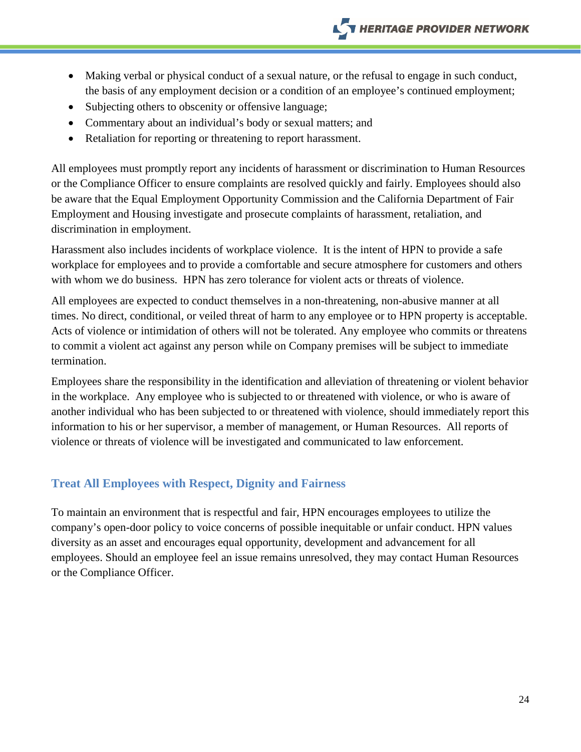- Making verbal or physical conduct of a sexual nature, or the refusal to engage in such conduct, the basis of any employment decision or a condition of an employee's continued employment;
- Subjecting others to obscenity or offensive language;
- Commentary about an individual's body or sexual matters; and
- Retaliation for reporting or threatening to report harassment.

All employees must promptly report any incidents of harassment or discrimination to Human Resources or the Compliance Officer to ensure complaints are resolved quickly and fairly. Employees should also be aware that the Equal Employment Opportunity Commission and the California Department of Fair Employment and Housing investigate and prosecute complaints of harassment, retaliation, and discrimination in employment.

Harassment also includes incidents of workplace violence. It is the intent of HPN to provide a safe workplace for employees and to provide a comfortable and secure atmosphere for customers and others with whom we do business. HPN has zero tolerance for violent acts or threats of violence.

All employees are expected to conduct themselves in a non-threatening, non-abusive manner at all times. No direct, conditional, or veiled threat of harm to any employee or to HPN property is acceptable. Acts of violence or intimidation of others will not be tolerated. Any employee who commits or threatens to commit a violent act against any person while on Company premises will be subject to immediate termination.

Employees share the responsibility in the identification and alleviation of threatening or violent behavior in the workplace. Any employee who is subjected to or threatened with violence, or who is aware of another individual who has been subjected to or threatened with violence, should immediately report this information to his or her supervisor, a member of management, or Human Resources. All reports of violence or threats of violence will be investigated and communicated to law enforcement.

## Treat All Employees with Respect, Dignity and Fairness

To maintain an environment that is respectful and fair, HPN encourages employees to utilize the company's open-door policy to voice concerns of possible inequitable or unfair conduct. HPN values diversity as an asset and encourages equal opportunity, development and advancement for all employees. Should an employee feel an issue remains unresolved, they may contact Human Resources or the Compliance Officer.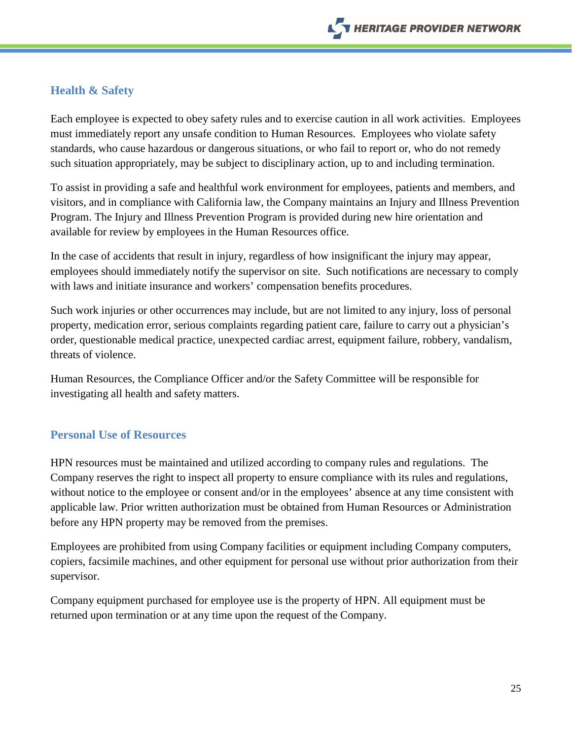## Health & Safety

Each employee is expected to obey safety rules and to exercise caution in all work activities. Employees must immediately report any unsafe condition to Human Resources. Employees who violate safety standards, who cause hazardous or dangerous situations, or who fail to report or, who do not remedy such situation appropriately, may be subject to disciplinary action, up to and including termination.

To assist in providing a safe and healthful work environment for employees, patients and members, and visitors, and in compliance with California law, the Company maintains an Injury and Illness Prevention Program. The Injury and Illness Prevention Program is provided during new hire orientation and available for review by employees in the Human Resources office.

In the case of accidents that result in injury, regardless of how insignificant the injury may appear, employees should immediately notify the supervisor on site. Such notifications are necessary to comply with laws and initiate insurance and workers' compensation benefits procedures.

Such work injuries or other occurrences may include, but are not limited to any injury, loss of personal property, medication error, serious complaints regarding patient care, failure to carry out a physician's order, questionable medical practice, unexpected cardiac arrest, equipment failure, robbery, vandalism, threats of violence.

Human Resources, the Compliance Officer and/or the Safety Committee will be responsible for investigating all health and safety matters.

## Personal Use of Resources

HPN resources must be maintained and utilized according to company rules and regulations. The Company reserves the right to inspect all property to ensure compliance with its rules and regulations, without notice to the employee or consent and/or in the employees' absence at any time consistent with applicable law. Prior written authorization must be obtained from Human Resources or Administration before any HPN property may be removed from the premises.

Employees are prohibited from using Company facilities or equipment including Company computers, copiers, facsimile machines, and other equipment for personal use without prior authorization from their supervisor.

Company equipment purchased for employee use is the property of HPN. All equipment must be returned upon termination or at any time upon the request of the Company.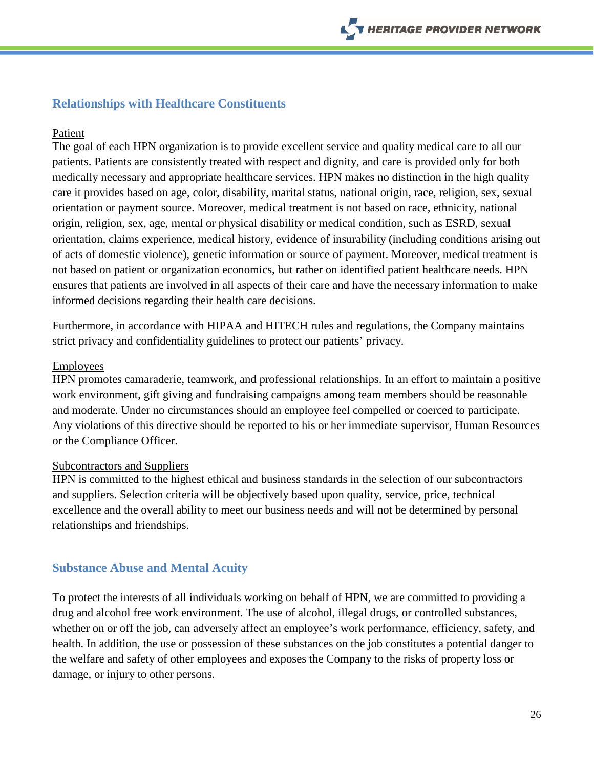## Relationships with Healthcare Constituents

Patient

The goal of each HPN organization is to provide excellent service and quality medical care to all our patients. Patients are consistently treated with respect and dignity, and care is provided only for both medically necessary and appropriate healthcare services. HPN makes no distinction in the high quality care it provides based on age, color, disability, marital status, national origin, race, religion, sex, sexual orientation or payment source. Moreover, medical treatment is not based on race, ethnicity, national origin, religion, sex, age, mental or physical disability or medical condition, such as ESRD, sexual orientation, claims experience, medical history, evidence of insurability (including conditions arising out of acts of domestic violence), genetic information or source of payment. Moreover, medical treatment is not based on patient or organization economics, but rather on identified patient healthcare needs. HPN ensures that patients are involved in all aspects of their care and have the necessary information to make informed decisions regarding their health care decisions.

Furthermore, in accordance with HIPAA and HITECH rules and regulations, the Company maintains strict privacy and confidentiality guidelines to protect our patients' privacy.

Employees

HPN promotes camaraderie, teamwork, and professional relationships. In an effort to maintain a positive work environment, gift giving and fundraising campaigns among team members should be reasonable and moderate. Under no circumstances should an employee feel compelled or coerced to participate. Any violations of this directive should be reported to his or her immediate supervisor, Human Resources or the Compliance Officer.

Subcontractors and Suppliers

HPN is committed to the highest ethical and business standards in the selection of our subcontractors and suppliers. Selection criteria will be objectively based upon quality, service, price, technical excellence and the overall ability to meet our business needs and will not be determined by personal relationships and friendships.

## Substance Abuse and Mental Acuity

To protect the interests of all individuals working on behalf of HPN, we are committed to providing a drug and alcohol free work environment. The use of alcohol, illegal drugs, or controlled substances, whether on or off the job, can adversely affect an employee's work performance, efficiency, safety, and health. In addition, the use or possession of these substances on the job constitutes a potential danger to the welfare and safety of other employees and exposes the Company to the risks of property loss or damage, or injury to other persons.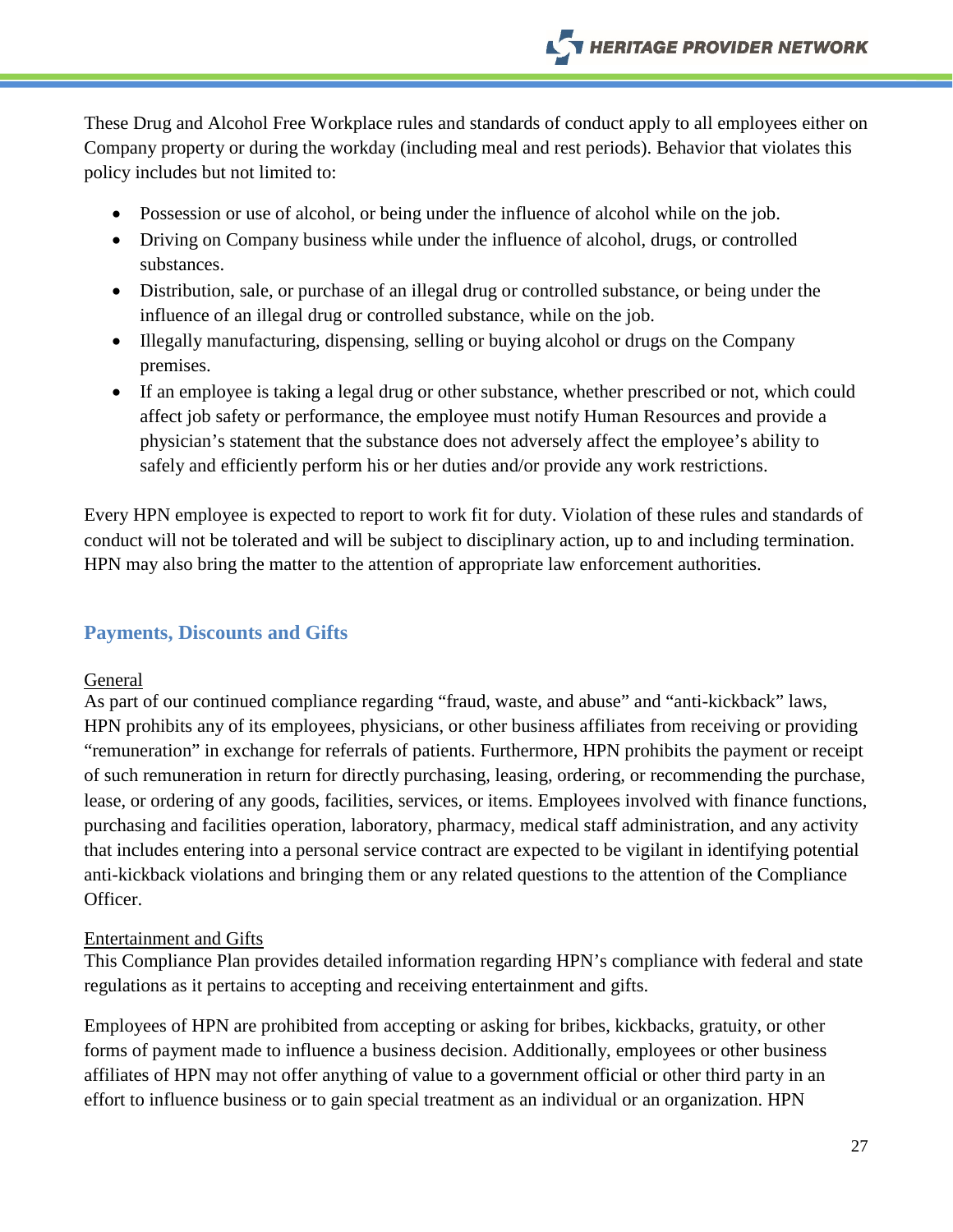These Drug and Alcohol Free Workplace rules and standards of conduct apply to all employees either on Company property or during the workday (including meal and rest periods). Behavior that violates this policy includes but not limited to:

- Possession or use of alcohol, or being under the influence of alcohol while on the job.
- Driving on Company business while under the influence of alcohol, drugs, or controlled substances.
- Distribution, sale, or purchase of an illegal drug or controlled substance, or being under the influence of an illegal drug or controlled substance, while on the job.
- Illegally manufacturing, dispensing, selling or buying alcohol or drugs on the Company premises.
- If an employee is taking a legal drug or other substance, whether prescribed or not, which could affect job safety or performance, the employee must notify Human Resources and provide a physician's statement that the substance does not adversely affect the employee's ability to safely and efficiently perform his or her duties and/or provide any work restrictions.

Every HPN employee is expected to report to work fit for duty. Violation of these rules and standards of conduct will not be tolerated and will be subject to disciplinary action, up to and including termination. HPN may also bring the matter to the attention of appropriate law enforcement authorities.

## Payments, Discounts and Gifts

General

As part of our continued compliance regarding "fraud, waste, and abuse" and "anti-kickback" laws, HPN prohibits any of its employees, physicians, or other business affiliates from receiving or providing "remuneration" in exchange for referrals of patients. Furthermore, HPN prohibits the payment or receipt of such remuneration in return for directly purchasing, leasing, ordering, or recommending the purchase, lease, or ordering of any goods, facilities, services, or items. Employees involved with finance functions, purchasing and facilities operation, laboratory, pharmacy, medical staff administration, and any activity that includes entering into a personal service contract are expected to be vigilant in identifying potential anti-kickback violations and bringing them or any related questions to the attention of the Compliance Officer.

Entertainment and Gifts

This Compliance Plan provides detailed information regarding HPN's compliance with federal and state regulations as it pertains to accepting and receiving entertainment and gifts.

Employees of HPN are prohibited from accepting or asking for bribes, kickbacks, gratuity, or other forms of payment made to influence a business decision. Additionally, employees or other business affiliates of HPN may not offer anything of value to a government official or other third party in an effort to influence business or to gain special treatment as an individual or an organization. HPN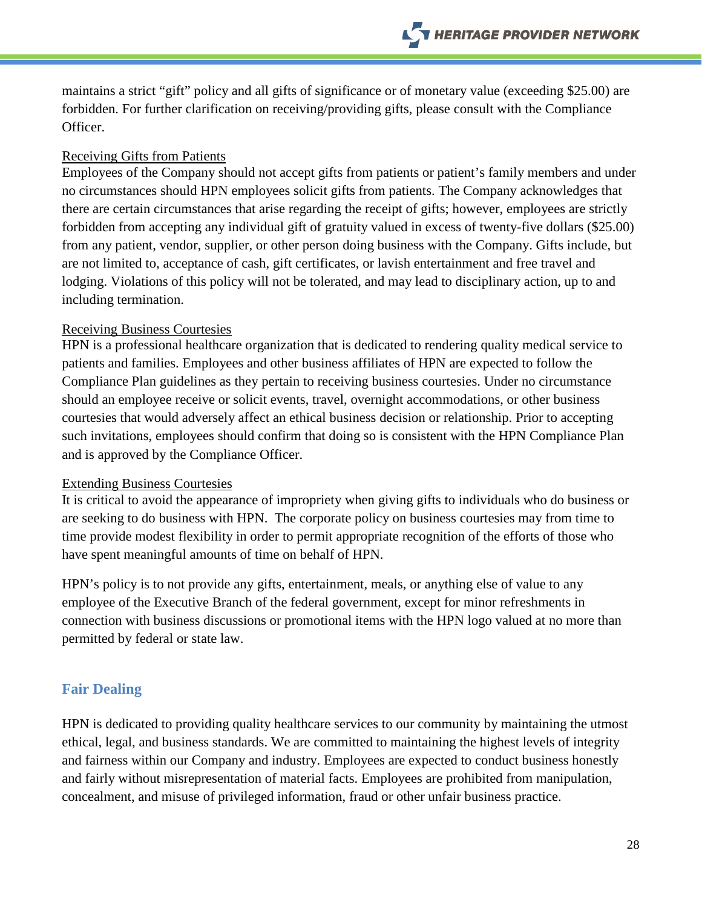maintains a strict "gift" policy and all gifts of significance or of monetary value (exceeding $25.00) are forbidden. For further clarification on receiving/providing gifts, please consult with the Compliance Officer.

<u>Receiving Gifts from Patients</u>

Employees of the Company should not accept gifts from patients or patient's family members and under no circumstances should HPN employees solicit gifts from patients. The Company acknowledges that there are certain circumstances that arise regarding the receipt of gifts; however, employees are strictly forbidden from accepting any individual gift of gratuity valued in excess of twenty-five dollars ($25.00) from any patient, vendor, supplier, or other person doing business with the Company. Gifts include, but are not limited to, acceptance of cash, gift certificates, or lavish entertainment and free travel and lodging. Violations of this policy will not be tolerated, and may lead to disciplinary action, up to and including termination.

<u>Receiving Business Courtesies</u>

HPN is a professional healthcare organization that is dedicated to rendering quality medical service to patients and families. Employees and other business affiliates of HPN are expected to follow the Compliance Plan guidelines as they pertain to receiving business courtesies. Under no circumstance should an employee receive or solicit events, travel, overnight accommodations, or other business courtesies that would adversely affect an ethical business decision or relationship. Prior to accepting such invitations, employees should confirm that doing so is consistent with the HPN Compliance Plan and is approved by the Compliance Officer.

<u>Extending Business Courtesies</u>

It is critical to avoid the appearance of impropriety when giving gifts to individuals who do business or are seeking to do business with HPN. The corporate policy on business courtesies may from time to time provide modest flexibility in order to permit appropriate recognition of the efforts of those who have spent meaningful amounts of time on behalf of HPN.

HPN's policy is to not provide any gifts, entertainment, meals, or anything else of value to any employee of the Executive Branch of the federal government, except for minor refreshments in connection with business discussions or promotional items with the HPN logo valued at no more than permitted by federal or state law.

## Fair Dealing

HPN is dedicated to providing quality healthcare services to our community by maintaining the utmost ethical, legal, and business standards. We are committed to maintaining the highest levels of integrity and fairness within our Company and industry. Employees are expected to conduct business honestly and fairly without misrepresentation of material facts. Employees are prohibited from manipulation, concealment, and misuse of privileged information, fraud or other unfair business practice.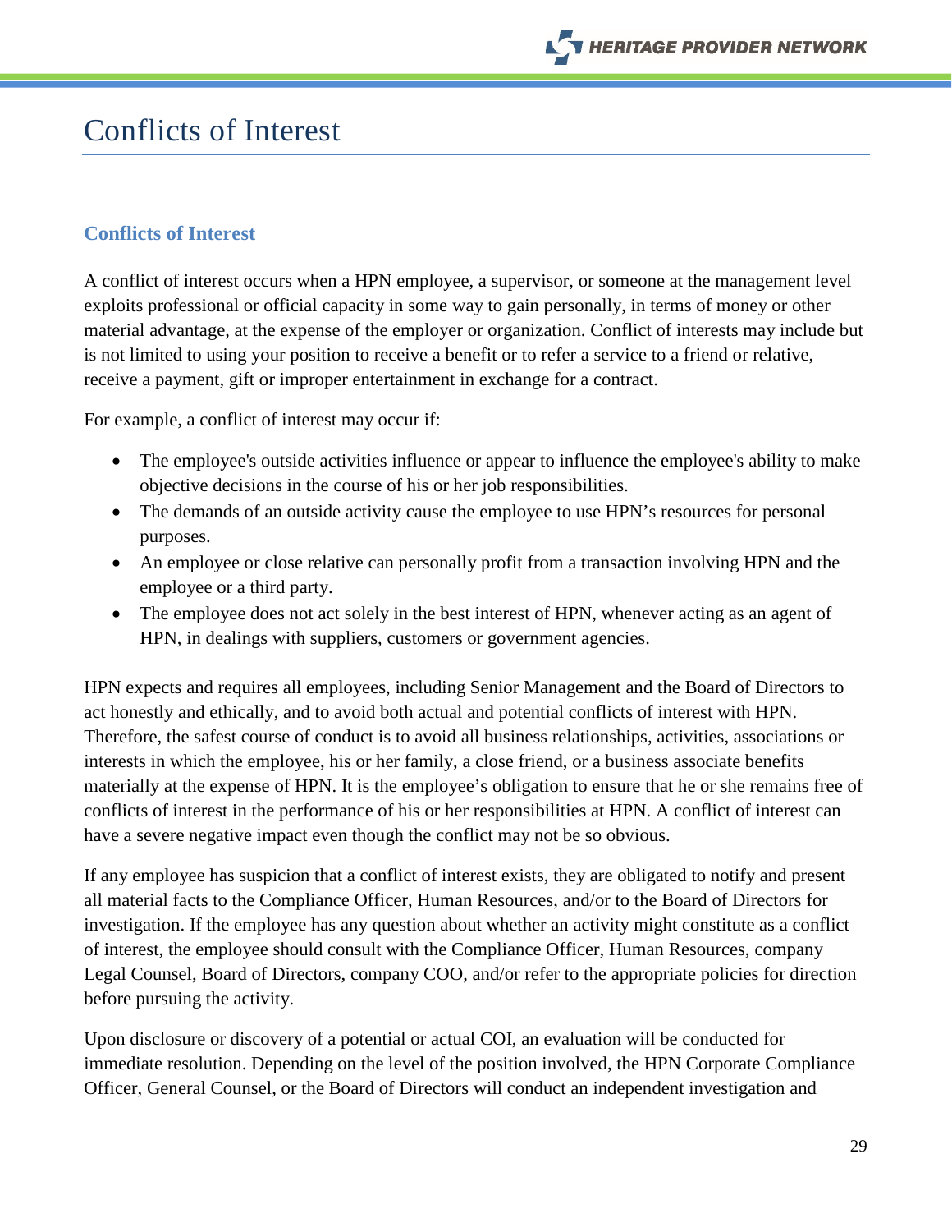# Conflicts of Interest

## Conflicts of Interest

A conflict of interest occurs when a HPN employee, a supervisor, or someone at the management level exploits professional or official capacity in some way to gain personally, in terms of money or other material advantage, at the expense of the employer or organization. Conflict of interests may include but is not limited to using your position to receive a benefit or to refer a service to a friend or relative, receive a payment, gift or improper entertainment in exchange for a contract.

For example, a conflict of interest may occur if:

- The employee's outside activities influence or appear to influence the employee's ability to make objective decisions in the course of his or her job responsibilities.
- The demands of an outside activity cause the employee to use HPN's resources for personal purposes.
- An employee or close relative can personally profit from a transaction involving HPN and the employee or a third party.
- The employee does not act solely in the best interest of HPN, whenever acting as an agent of HPN, in dealings with suppliers, customers or government agencies.

HPN expects and requires all employees, including Senior Management and the Board of Directors to act honestly and ethically, and to avoid both actual and potential conflicts of interest with HPN. Therefore, the safest course of conduct is to avoid all business relationships, activities, associations or interests in which the employee, his or her family, a close friend, or a business associate benefits materially at the expense of HPN. It is the employee's obligation to ensure that he or she remains free of conflicts of interest in the performance of his or her responsibilities at HPN. A conflict of interest can have a severe negative impact even though the conflict may not be so obvious.

If any employee has suspicion that a conflict of interest exists, they are obligated to notify and present all material facts to the Compliance Officer, Human Resources, and/or to the Board of Directors for investigation. If the employee has any question about whether an activity might constitute as a conflict of interest, the employee should consult with the Compliance Officer, Human Resources, company Legal Counsel, Board of Directors, company COO, and/or refer to the appropriate policies for direction before pursuing the activity.

Upon disclosure or discovery of a potential or actual COI, an evaluation will be conducted for immediate resolution. Depending on the level of the position involved, the HPN Corporate Compliance Officer, General Counsel, or the Board of Directors will conduct an independent investigation and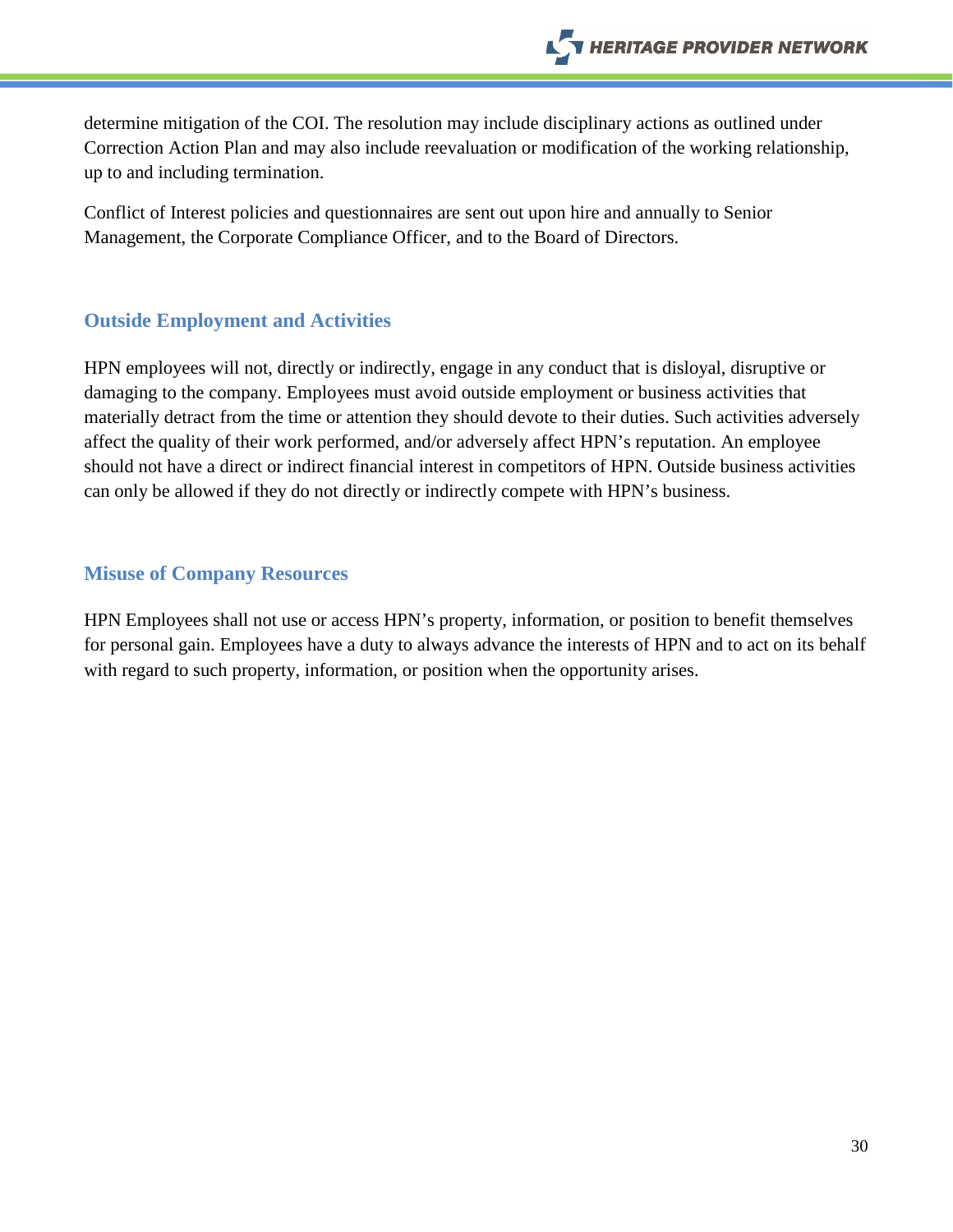determine mitigation of the COI. The resolution may include disciplinary actions as outlined under Correction Action Plan and may also include reevaluation or modification of the working relationship, up to and including termination.

Conflict of Interest policies and questionnaires are sent out upon hire and annually to Senior Management, the Corporate Compliance Officer, and to the Board of Directors.

## Outside Employment and Activities

HPN employees will not, directly or indirectly, engage in any conduct that is disloyal, disruptive or damaging to the company. Employees must avoid outside employment or business activities that materially detract from the time or attention they should devote to their duties. Such activities adversely affect the quality of their work performed, and/or adversely affect HPN's reputation. An employee should not have a direct or indirect financial interest in competitors of HPN. Outside business activities can only be allowed if they do not directly or indirectly compete with HPN's business.

## Misuse of Company Resources

HPN Employees shall not use or access HPN's property, information, or position to benefit themselves for personal gain. Employees have a duty to always advance the interests of HPN and to act on its behalf with regard to such property, information, or position when the opportunity arises.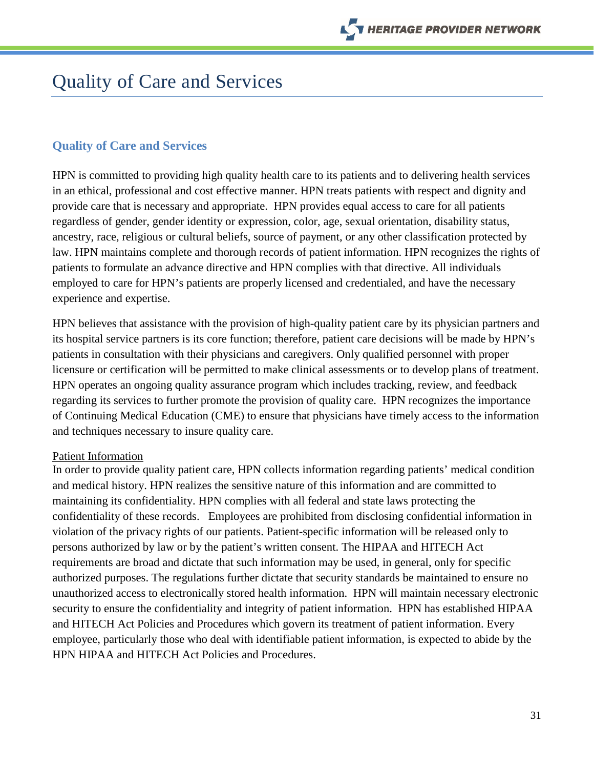# Quality of Care and Services

## Quality of Care and Services

HPN is committed to providing high quality health care to its patients and to delivering health services in an ethical, professional and cost effective manner. HPN treats patients with respect and dignity and provide care that is necessary and appropriate. HPN provides equal access to care for all patients regardless of gender, gender identity or expression, color, age, sexual orientation, disability status, ancestry, race, religious or cultural beliefs, source of payment, or any other classification protected by law. HPN maintains complete and thorough records of patient information. HPN recognizes the rights of patients to formulate an advance directive and HPN complies with that directive. All individuals employed to care for HPN's patients are properly licensed and credentialed, and have the necessary experience and expertise.

HPN believes that assistance with the provision of high-quality patient care by its physician partners and its hospital service partners is its core function; therefore, patient care decisions will be made by HPN's patients in consultation with their physicians and caregivers. Only qualified personnel with proper licensure or certification will be permitted to make clinical assessments or to develop plans of treatment. HPN operates an ongoing quality assurance program which includes tracking, review, and feedback regarding its services to further promote the provision of quality care. HPN recognizes the importance of Continuing Medical Education (CME) to ensure that physicians have timely access to the information and techniques necessary to insure quality care.

Patient Information

In order to provide quality patient care, HPN collects information regarding patients' medical condition and medical history. HPN realizes the sensitive nature of this information and are committed to maintaining its confidentiality. HPN complies with all federal and state laws protecting the confidentiality of these records. Employees are prohibited from disclosing confidential information in violation of the privacy rights of our patients. Patient-specific information will be released only to persons authorized by law or by the patient's written consent. The HIPAA and HITECH Act requirements are broad and dictate that such information may be used, in general, only for specific authorized purposes. The regulations further dictate that security standards be maintained to ensure no unauthorized access to electronically stored health information. HPN will maintain necessary electronic security to ensure the confidentiality and integrity of patient information. HPN has established HIPAA and HITECH Act Policies and Procedures which govern its treatment of patient information. Every employee, particularly those who deal with identifiable patient information, is expected to abide by the HPN HIPAA and HITECH Act Policies and Procedures.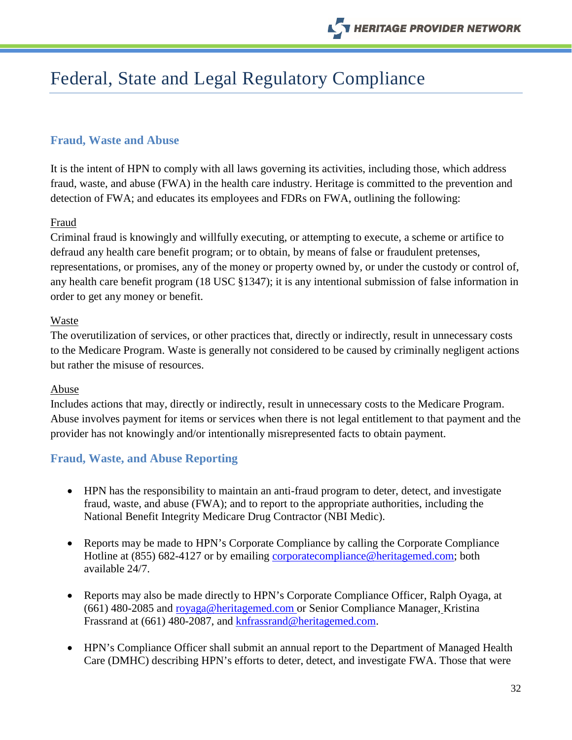# Federal, State and Legal Regulatory Compliance

## Fraud, Waste and Abuse

It is the intent of HPN to comply with all laws governing its activities, including those, which address fraud, waste, and abuse (FWA) in the health care industry. Heritage is committed to the prevention and detection of FWA; and educates its employees and FDRs on FWA, outlining the following:

Fraud
Criminal fraud is knowingly and willfully executing, or attempting to execute, a scheme or artifice to defraud any health care benefit program; or to obtain, by means of false or fraudulent pretenses, representations, or promises, any of the money or property owned by, or under the custody or control of, any health care benefit program (18 USC §1347); it is any intentional submission of false information in order to get any money or benefit.

Waste
The overutilization of services, or other practices that, directly or indirectly, result in unnecessary costs to the Medicare Program. Waste is generally not considered to be caused by criminally negligent actions but rather the misuse of resources.

Abuse
Includes actions that may, directly or indirectly, result in unnecessary costs to the Medicare Program. Abuse involves payment for items or services when there is not legal entitlement to that payment and the provider has not knowingly and/or intentionally misrepresented facts to obtain payment.

## Fraud, Waste, and Abuse Reporting

- HPN has the responsibility to maintain an anti-fraud program to deter, detect, and investigate fraud, waste, and abuse (FWA); and to report to the appropriate authorities, including the National Benefit Integrity Medicare Drug Contractor (NBI Medic).

- Reports may be made to HPN's Corporate Compliance by calling the Corporate Compliance Hotline at (855) 682-4127 or by emailing corporatecompliance@heritagemed.com; both available 24/7.

- Reports may also be made directly to HPN's Corporate Compliance Officer, Ralph Oyaga, at (661) 480-2085 and royaga@heritagemed.com or Senior Compliance Manager, Kristina Frassrand at (661) 480-2087, and knfrassrand@heritagemed.com.

- HPN's Compliance Officer shall submit an annual report to the Department of Managed Health Care (DMHC) describing HPN's efforts to deter, detect, and investigate FWA. Those that were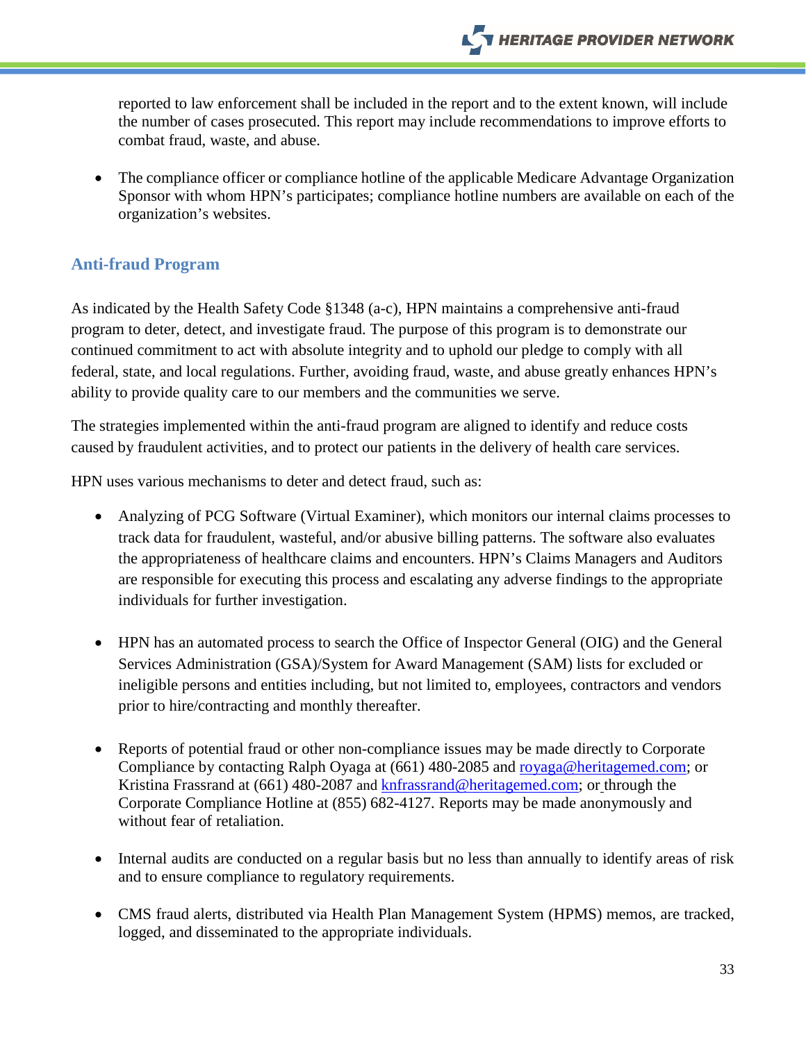reported to law enforcement shall be included in the report and to the extent known, will include the number of cases prosecuted. This report may include recommendations to improve efforts to combat fraud, waste, and abuse.

- The compliance officer or compliance hotline of the applicable Medicare Advantage Organization Sponsor with whom HPN's participates; compliance hotline numbers are available on each of the organization's websites.

## Anti-fraud Program

As indicated by the Health Safety Code §1348 (a-c), HPN maintains a comprehensive anti-fraud program to deter, detect, and investigate fraud. The purpose of this program is to demonstrate our continued commitment to act with absolute integrity and to uphold our pledge to comply with all federal, state, and local regulations. Further, avoiding fraud, waste, and abuse greatly enhances HPN's ability to provide quality care to our members and the communities we serve.

The strategies implemented within the anti-fraud program are aligned to identify and reduce costs caused by fraudulent activities, and to protect our patients in the delivery of health care services.

HPN uses various mechanisms to deter and detect fraud, such as:

- Analyzing of PCG Software (Virtual Examiner), which monitors our internal claims processes to track data for fraudulent, wasteful, and/or abusive billing patterns. The software also evaluates the appropriateness of healthcare claims and encounters. HPN's Claims Managers and Auditors are responsible for executing this process and escalating any adverse findings to the appropriate individuals for further investigation.

- HPN has an automated process to search the Office of Inspector General (OIG) and the General Services Administration (GSA)/System for Award Management (SAM) lists for excluded or ineligible persons and entities including, but not limited to, employees, contractors and vendors prior to hire/contracting and monthly thereafter.

- Reports of potential fraud or other non-compliance issues may be made directly to Corporate Compliance by contacting Ralph Oyaga at (661) 480-2085 and royaga@heritagemed.com; or Kristina Frassrand at (661) 480-2087 and knfrassrand@heritagemed.com; or through the Corporate Compliance Hotline at (855) 682-4127. Reports may be made anonymously and without fear of retaliation.

- Internal audits are conducted on a regular basis but no less than annually to identify areas of risk and to ensure compliance to regulatory requirements.

- CMS fraud alerts, distributed via Health Plan Management System (HPMS) memos, are tracked, logged, and disseminated to the appropriate individuals.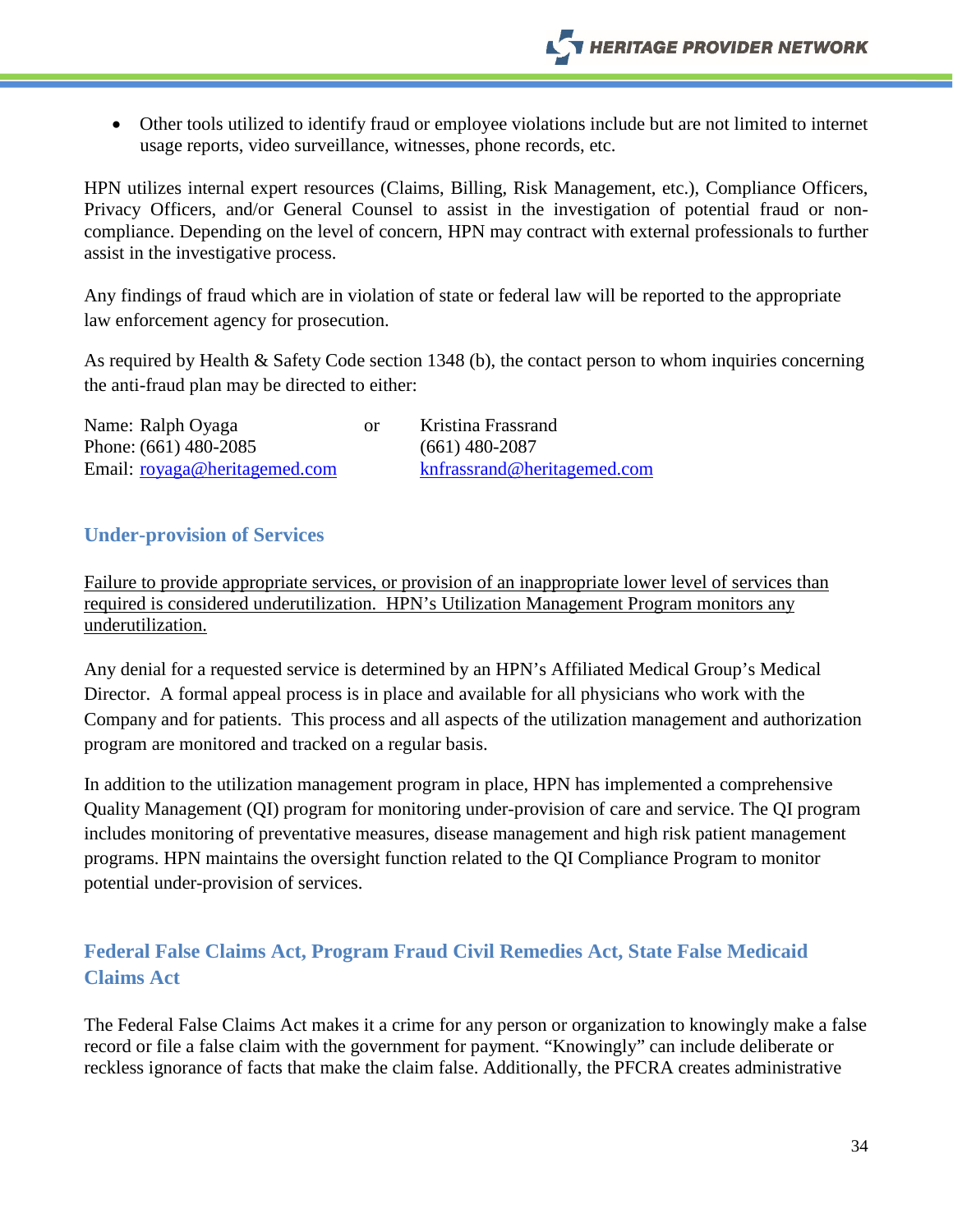- Other tools utilized to identify fraud or employee violations include but are not limited to internet usage reports, video surveillance, witnesses, phone records, etc.

HPN utilizes internal expert resources (Claims, Billing, Risk Management, etc.), Compliance Officers, Privacy Officers, and/or General Counsel to assist in the investigation of potential fraud or non-compliance. Depending on the level of concern, HPN may contract with external professionals to further assist in the investigative process.

Any findings of fraud which are in violation of state or federal law will be reported to the appropriate law enforcement agency for prosecution.

As required by Health & Safety Code section 1348 (b), the contact person to whom inquiries concerning the anti-fraud plan may be directed to either:

| | | |
|---|---|---|
| Name: Ralph Oyaga | or | Kristina Frassrand |
| Phone: (661) 480-2085 | | (661) 480-2087 |
| Email: royaga@heritagemed.com | | knfrassrand@heritagemed.com |

## Under-provision of Services

Failure to provide appropriate services, or provision of an inappropriate lower level of services than required is considered underutilization. HPN's Utilization Management Program monitors any underutilization.

Any denial for a requested service is determined by an HPN's Affiliated Medical Group's Medical Director. A formal appeal process is in place and available for all physicians who work with the Company and for patients. This process and all aspects of the utilization management and authorization program are monitored and tracked on a regular basis.

In addition to the utilization management program in place, HPN has implemented a comprehensive Quality Management (QI) program for monitoring under-provision of care and service. The QI program includes monitoring of preventative measures, disease management and high risk patient management programs. HPN maintains the oversight function related to the QI Compliance Program to monitor potential under-provision of services.

## Federal False Claims Act, Program Fraud Civil Remedies Act, State False Medicaid Claims Act

The Federal False Claims Act makes it a crime for any person or organization to knowingly make a false record or file a false claim with the government for payment. "Knowingly" can include deliberate or reckless ignorance of facts that make the claim false. Additionally, the PFCRA creates administrative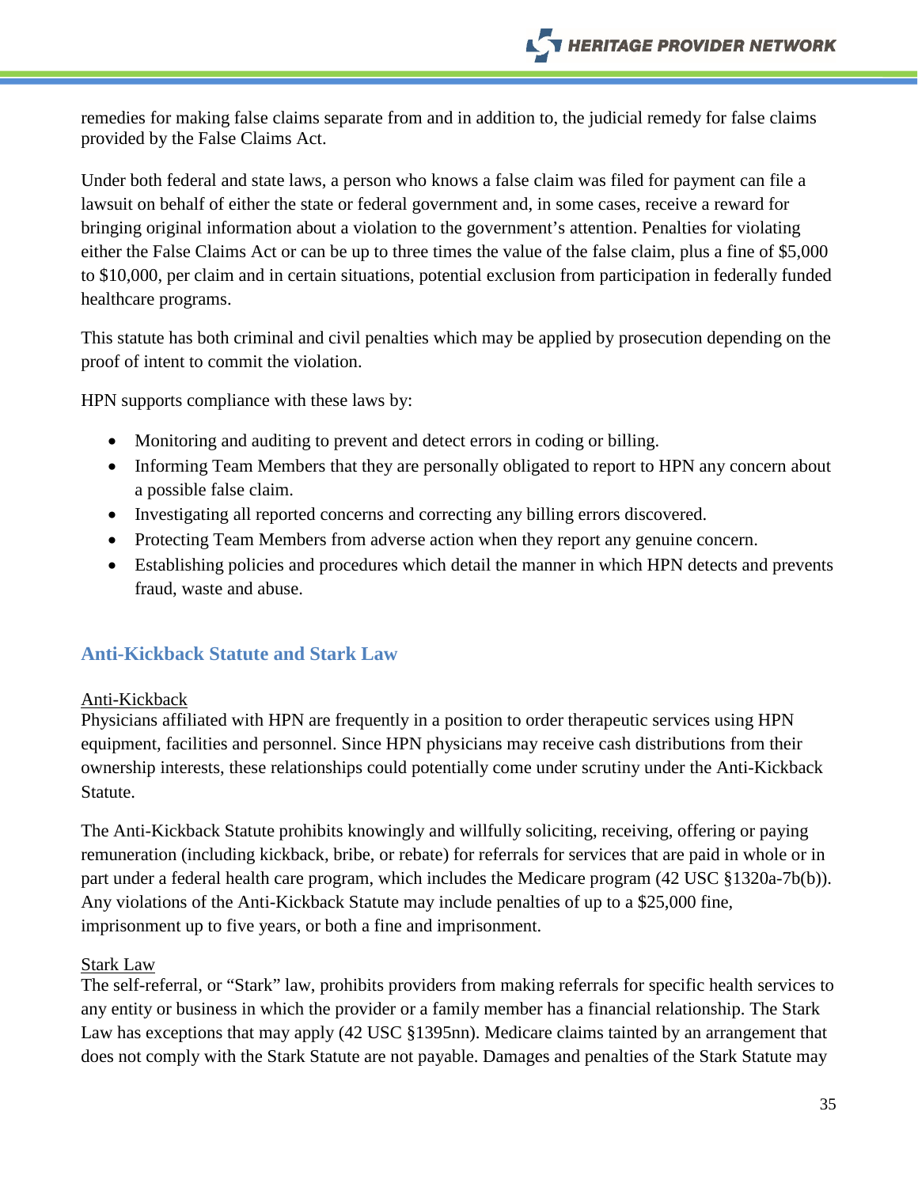remedies for making false claims separate from and in addition to, the judicial remedy for false claims provided by the False Claims Act.

Under both federal and state laws, a person who knows a false claim was filed for payment can file a lawsuit on behalf of either the state or federal government and, in some cases, receive a reward for bringing original information about a violation to the government's attention. Penalties for violating either the False Claims Act or can be up to three times the value of the false claim, plus a fine of $5,000 to $10,000, per claim and in certain situations, potential exclusion from participation in federally funded healthcare programs.

This statute has both criminal and civil penalties which may be applied by prosecution depending on the proof of intent to commit the violation.

HPN supports compliance with these laws by:

- Monitoring and auditing to prevent and detect errors in coding or billing.
- Informing Team Members that they are personally obligated to report to HPN any concern about a possible false claim.
- Investigating all reported concerns and correcting any billing errors discovered.
- Protecting Team Members from adverse action when they report any genuine concern.
- Establishing policies and procedures which detail the manner in which HPN detects and prevents fraud, waste and abuse.

## Anti-Kickback Statute and Stark Law

Anti-Kickback

Physicians affiliated with HPN are frequently in a position to order therapeutic services using HPN equipment, facilities and personnel. Since HPN physicians may receive cash distributions from their ownership interests, these relationships could potentially come under scrutiny under the Anti-Kickback Statute.

The Anti-Kickback Statute prohibits knowingly and willfully soliciting, receiving, offering or paying remuneration (including kickback, bribe, or rebate) for referrals for services that are paid in whole or in part under a federal health care program, which includes the Medicare program (42 USC §1320a-7b(b)). Any violations of the Anti-Kickback Statute may include penalties of up to a $25,000 fine, imprisonment up to five years, or both a fine and imprisonment.

Stark Law

The self-referral, or "Stark" law, prohibits providers from making referrals for specific health services to any entity or business in which the provider or a family member has a financial relationship. The Stark Law has exceptions that may apply (42 USC §1395nn). Medicare claims tainted by an arrangement that does not comply with the Stark Statute are not payable. Damages and penalties of the Stark Statute may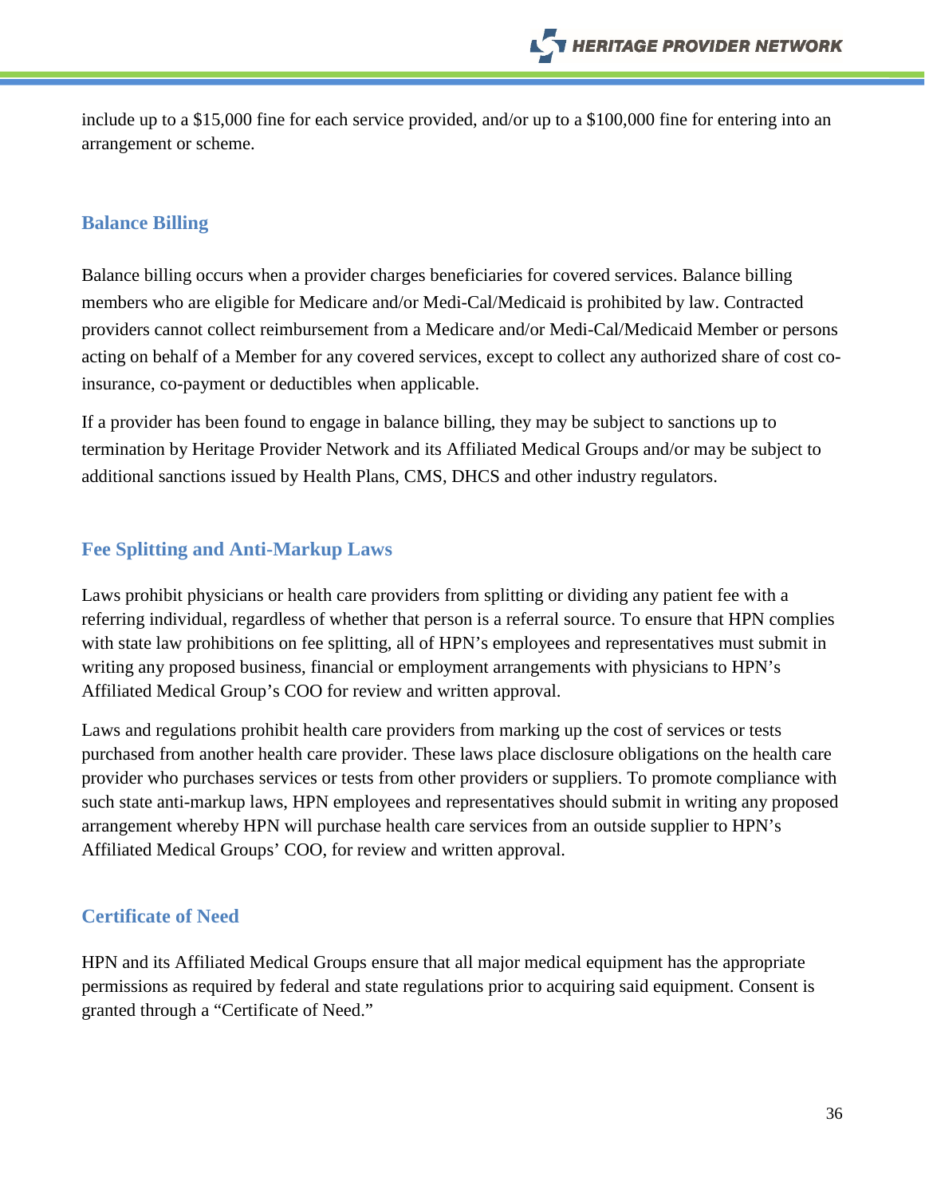include up to a $15,000 fine for each service provided, and/or up to a $100,000 fine for entering into an arrangement or scheme.

## Balance Billing

Balance billing occurs when a provider charges beneficiaries for covered services. Balance billing members who are eligible for Medicare and/or Medi-Cal/Medicaid is prohibited by law. Contracted providers cannot collect reimbursement from a Medicare and/or Medi-Cal/Medicaid Member or persons acting on behalf of a Member for any covered services, except to collect any authorized share of cost co-insurance, co-payment or deductibles when applicable.

If a provider has been found to engage in balance billing, they may be subject to sanctions up to termination by Heritage Provider Network and its Affiliated Medical Groups and/or may be subject to additional sanctions issued by Health Plans, CMS, DHCS and other industry regulators.

## Fee Splitting and Anti-Markup Laws

Laws prohibit physicians or health care providers from splitting or dividing any patient fee with a referring individual, regardless of whether that person is a referral source. To ensure that HPN complies with state law prohibitions on fee splitting, all of HPN's employees and representatives must submit in writing any proposed business, financial or employment arrangements with physicians to HPN's Affiliated Medical Group's COO for review and written approval.

Laws and regulations prohibit health care providers from marking up the cost of services or tests purchased from another health care provider. These laws place disclosure obligations on the health care provider who purchases services or tests from other providers or suppliers. To promote compliance with such state anti-markup laws, HPN employees and representatives should submit in writing any proposed arrangement whereby HPN will purchase health care services from an outside supplier to HPN's Affiliated Medical Groups' COO, for review and written approval.

## Certificate of Need

HPN and its Affiliated Medical Groups ensure that all major medical equipment has the appropriate permissions as required by federal and state regulations prior to acquiring said equipment. Consent is granted through a "Certificate of Need."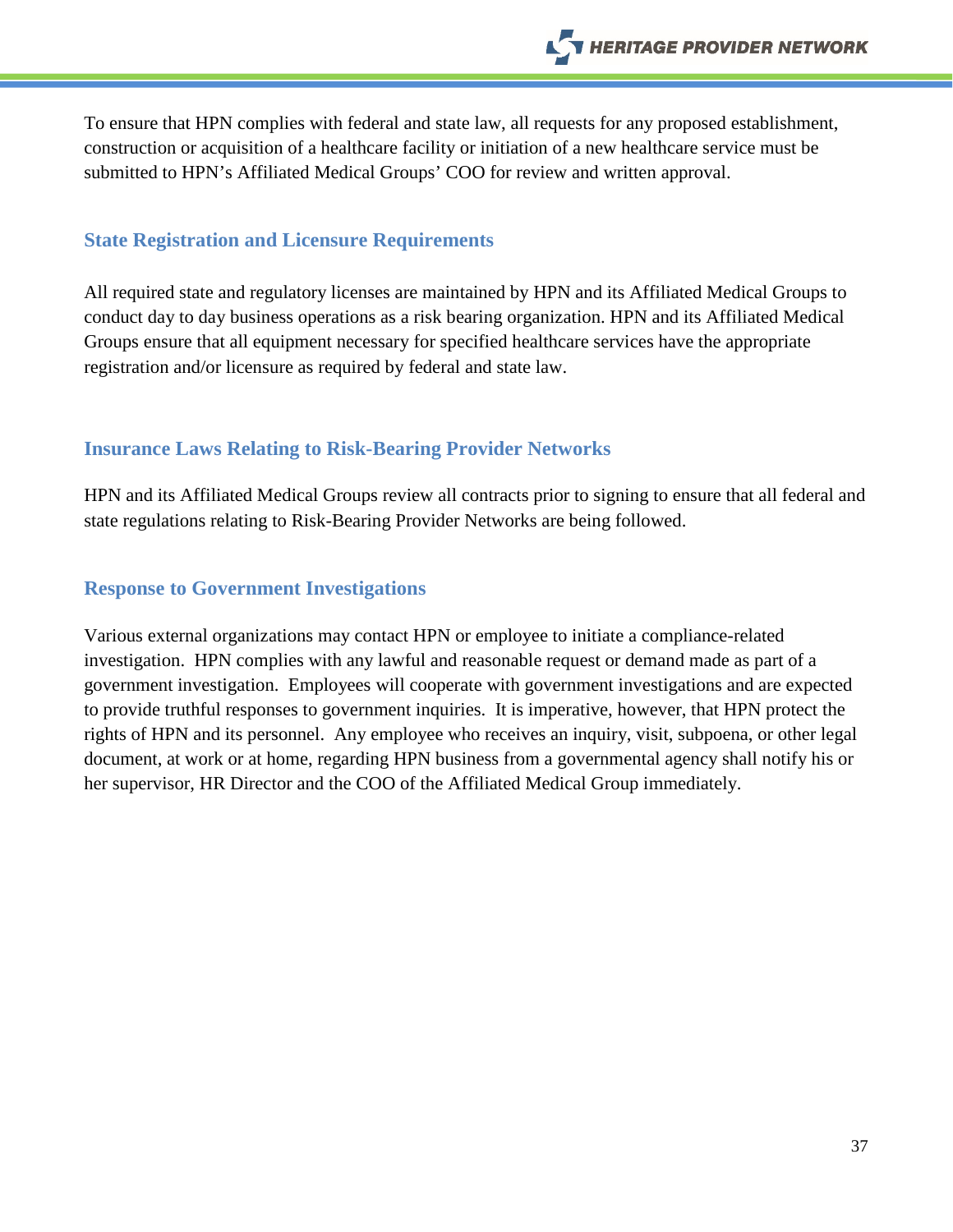To ensure that HPN complies with federal and state law, all requests for any proposed establishment, construction or acquisition of a healthcare facility or initiation of a new healthcare service must be submitted to HPN's Affiliated Medical Groups' COO for review and written approval.

## State Registration and Licensure Requirements

All required state and regulatory licenses are maintained by HPN and its Affiliated Medical Groups to conduct day to day business operations as a risk bearing organization. HPN and its Affiliated Medical Groups ensure that all equipment necessary for specified healthcare services have the appropriate registration and/or licensure as required by federal and state law.

## Insurance Laws Relating to Risk-Bearing Provider Networks

HPN and its Affiliated Medical Groups review all contracts prior to signing to ensure that all federal and state regulations relating to Risk-Bearing Provider Networks are being followed.

## Response to Government Investigations

Various external organizations may contact HPN or employee to initiate a compliance-related investigation. HPN complies with any lawful and reasonable request or demand made as part of a government investigation. Employees will cooperate with government investigations and are expected to provide truthful responses to government inquiries. It is imperative, however, that HPN protect the rights of HPN and its personnel. Any employee who receives an inquiry, visit, subpoena, or other legal document, at work or at home, regarding HPN business from a governmental agency shall notify his or her supervisor, HR Director and the COO of the Affiliated Medical Group immediately.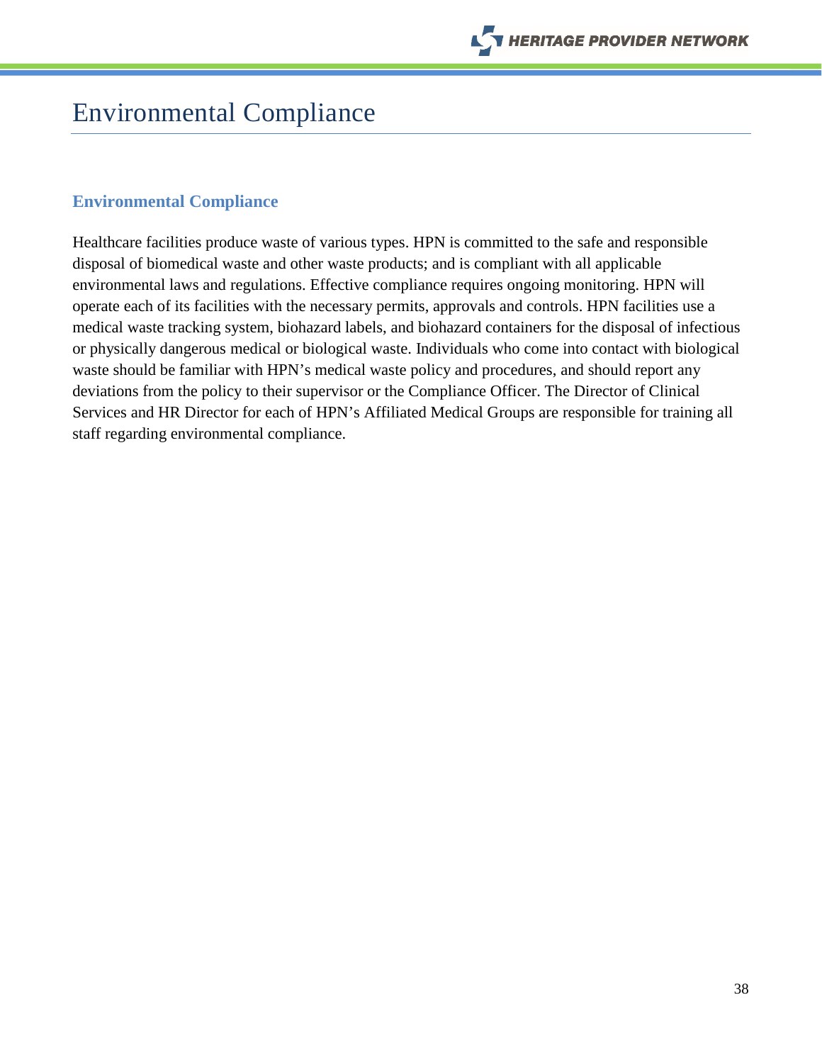# Environmental Compliance

## Environmental Compliance

Healthcare facilities produce waste of various types. HPN is committed to the safe and responsible disposal of biomedical waste and other waste products; and is compliant with all applicable environmental laws and regulations. Effective compliance requires ongoing monitoring. HPN will operate each of its facilities with the necessary permits, approvals and controls. HPN facilities use a medical waste tracking system, biohazard labels, and biohazard containers for the disposal of infectious or physically dangerous medical or biological waste. Individuals who come into contact with biological waste should be familiar with HPN's medical waste policy and procedures, and should report any deviations from the policy to their supervisor or the Compliance Officer. The Director of Clinical Services and HR Director for each of HPN's Affiliated Medical Groups are responsible for training all staff regarding environmental compliance.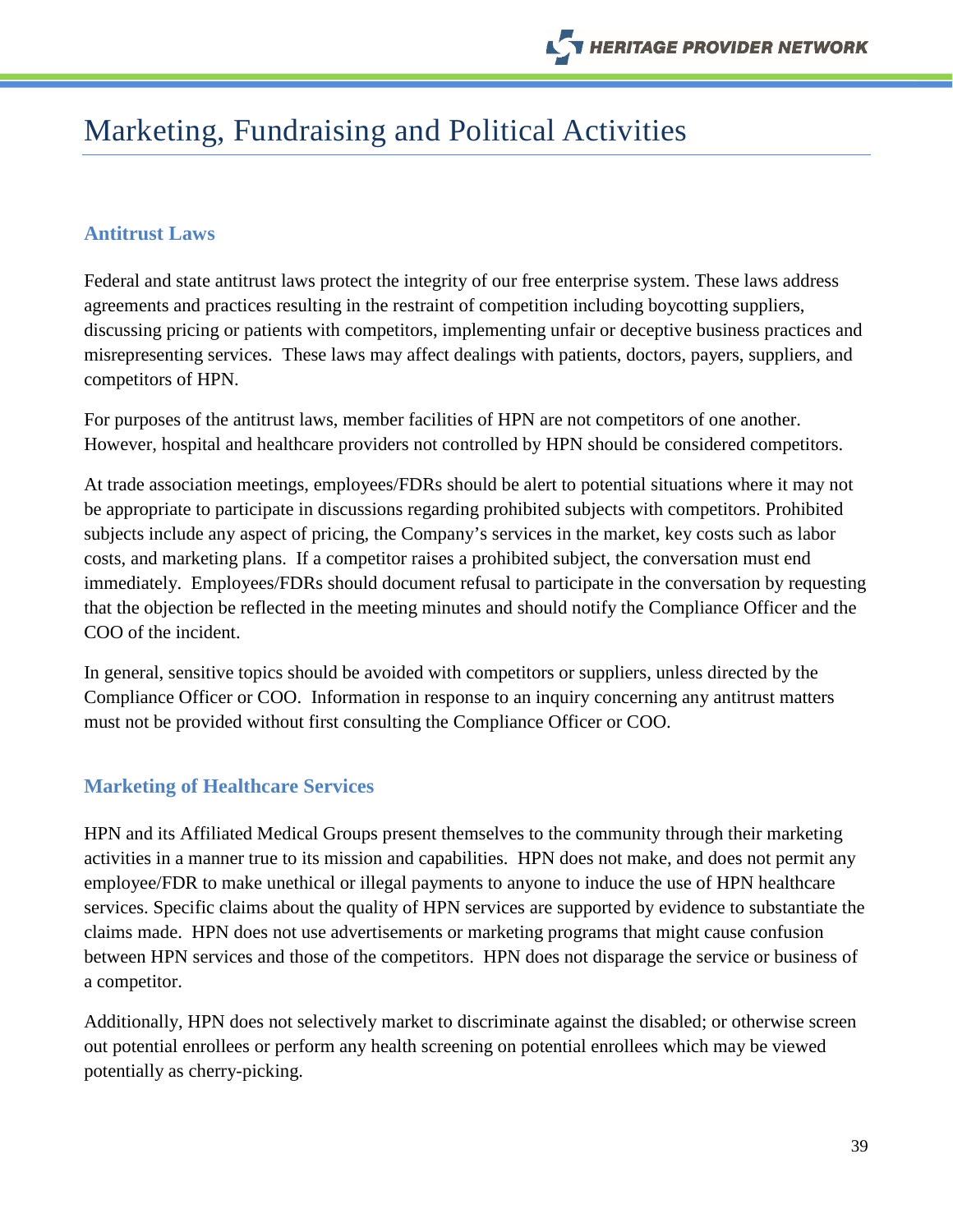# Marketing, Fundraising and Political Activities

## Antitrust Laws

Federal and state antitrust laws protect the integrity of our free enterprise system. These laws address agreements and practices resulting in the restraint of competition including boycotting suppliers, discussing pricing or patients with competitors, implementing unfair or deceptive business practices and misrepresenting services. These laws may affect dealings with patients, doctors, payers, suppliers, and competitors of HPN.

For purposes of the antitrust laws, member facilities of HPN are not competitors of one another. However, hospital and healthcare providers not controlled by HPN should be considered competitors.

At trade association meetings, employees/FDRs should be alert to potential situations where it may not be appropriate to participate in discussions regarding prohibited subjects with competitors. Prohibited subjects include any aspect of pricing, the Company's services in the market, key costs such as labor costs, and marketing plans. If a competitor raises a prohibited subject, the conversation must end immediately. Employees/FDRs should document refusal to participate in the conversation by requesting that the objection be reflected in the meeting minutes and should notify the Compliance Officer and the COO of the incident.

In general, sensitive topics should be avoided with competitors or suppliers, unless directed by the Compliance Officer or COO. Information in response to an inquiry concerning any antitrust matters must not be provided without first consulting the Compliance Officer or COO.

## Marketing of Healthcare Services

HPN and its Affiliated Medical Groups present themselves to the community through their marketing activities in a manner true to its mission and capabilities. HPN does not make, and does not permit any employee/FDR to make unethical or illegal payments to anyone to induce the use of HPN healthcare services. Specific claims about the quality of HPN services are supported by evidence to substantiate the claims made. HPN does not use advertisements or marketing programs that might cause confusion between HPN services and those of the competitors. HPN does not disparage the service or business of a competitor.

Additionally, HPN does not selectively market to discriminate against the disabled; or otherwise screen out potential enrollees or perform any health screening on potential enrollees which may be viewed potentially as cherry-picking.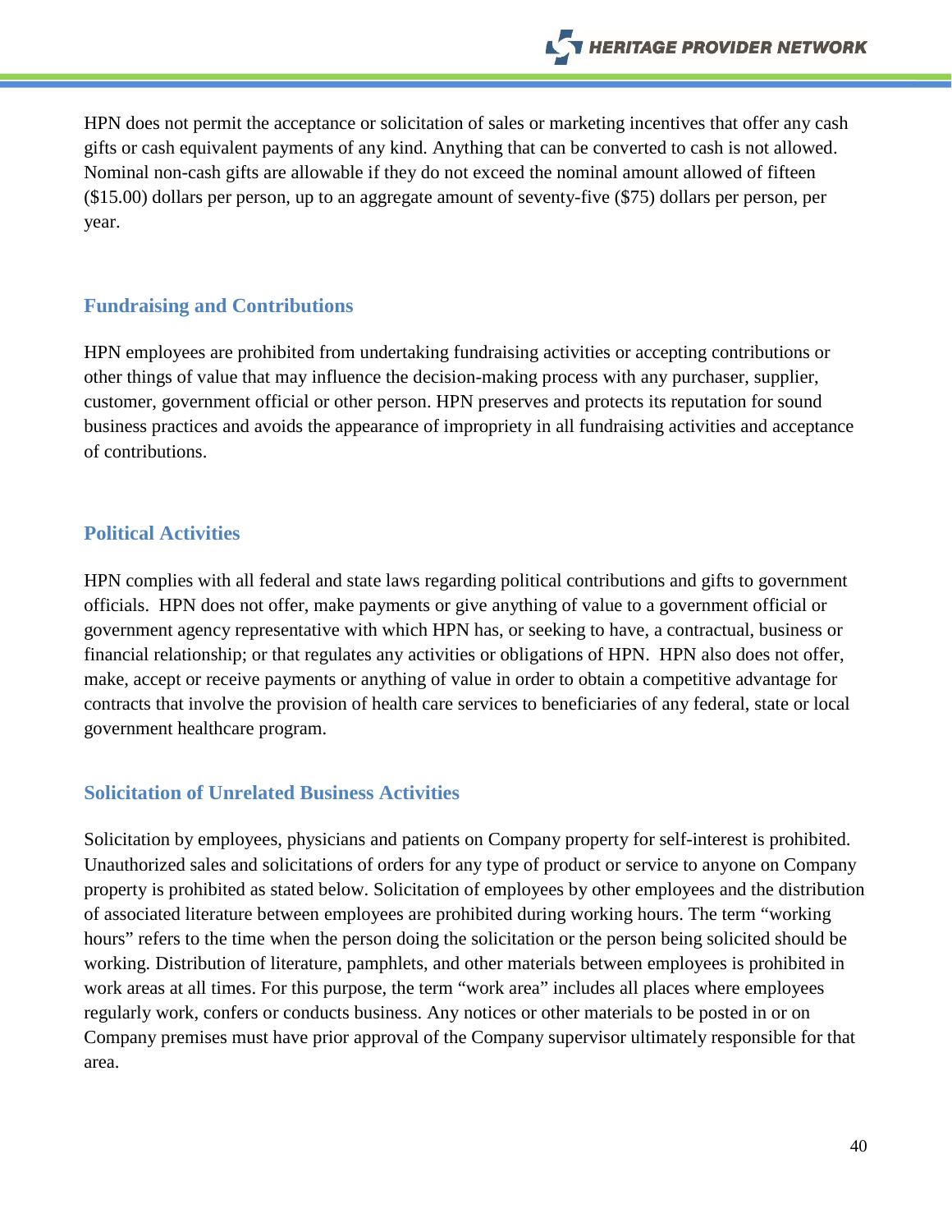HPN does not permit the acceptance or solicitation of sales or marketing incentives that offer any cash gifts or cash equivalent payments of any kind. Anything that can be converted to cash is not allowed. Nominal non-cash gifts are allowable if they do not exceed the nominal amount allowed of fifteen ($15.00) dollars per person, up to an aggregate amount of seventy-five ($75) dollars per person, per year.

## Fundraising and Contributions

HPN employees are prohibited from undertaking fundraising activities or accepting contributions or other things of value that may influence the decision-making process with any purchaser, supplier, customer, government official or other person. HPN preserves and protects its reputation for sound business practices and avoids the appearance of impropriety in all fundraising activities and acceptance of contributions.

## Political Activities

HPN complies with all federal and state laws regarding political contributions and gifts to government officials. HPN does not offer, make payments or give anything of value to a government official or government agency representative with which HPN has, or seeking to have, a contractual, business or financial relationship; or that regulates any activities or obligations of HPN. HPN also does not offer, make, accept or receive payments or anything of value in order to obtain a competitive advantage for contracts that involve the provision of health care services to beneficiaries of any federal, state or local government healthcare program.

## Solicitation of Unrelated Business Activities

Solicitation by employees, physicians and patients on Company property for self-interest is prohibited. Unauthorized sales and solicitations of orders for any type of product or service to anyone on Company property is prohibited as stated below. Solicitation of employees by other employees and the distribution of associated literature between employees are prohibited during working hours. The term "working hours" refers to the time when the person doing the solicitation or the person being solicited should be working. Distribution of literature, pamphlets, and other materials between employees is prohibited in work areas at all times. For this purpose, the term "work area" includes all places where employees regularly work, confers or conducts business. Any notices or other materials to be posted in or on Company premises must have prior approval of the Company supervisor ultimately responsible for that area.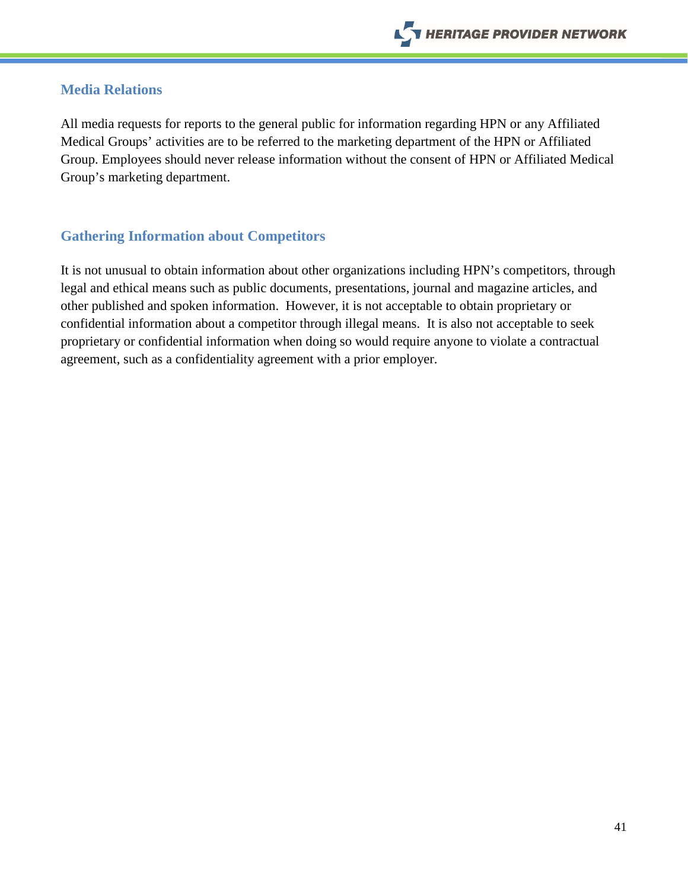## Media Relations

All media requests for reports to the general public for information regarding HPN or any Affiliated Medical Groups' activities are to be referred to the marketing department of the HPN or Affiliated Group. Employees should never release information without the consent of HPN or Affiliated Medical Group's marketing department.

## Gathering Information about Competitors

It is not unusual to obtain information about other organizations including HPN's competitors, through legal and ethical means such as public documents, presentations, journal and magazine articles, and other published and spoken information. However, it is not acceptable to obtain proprietary or confidential information about a competitor through illegal means. It is also not acceptable to seek proprietary or confidential information when doing so would require anyone to violate a contractual agreement, such as a confidentiality agreement with a prior employer.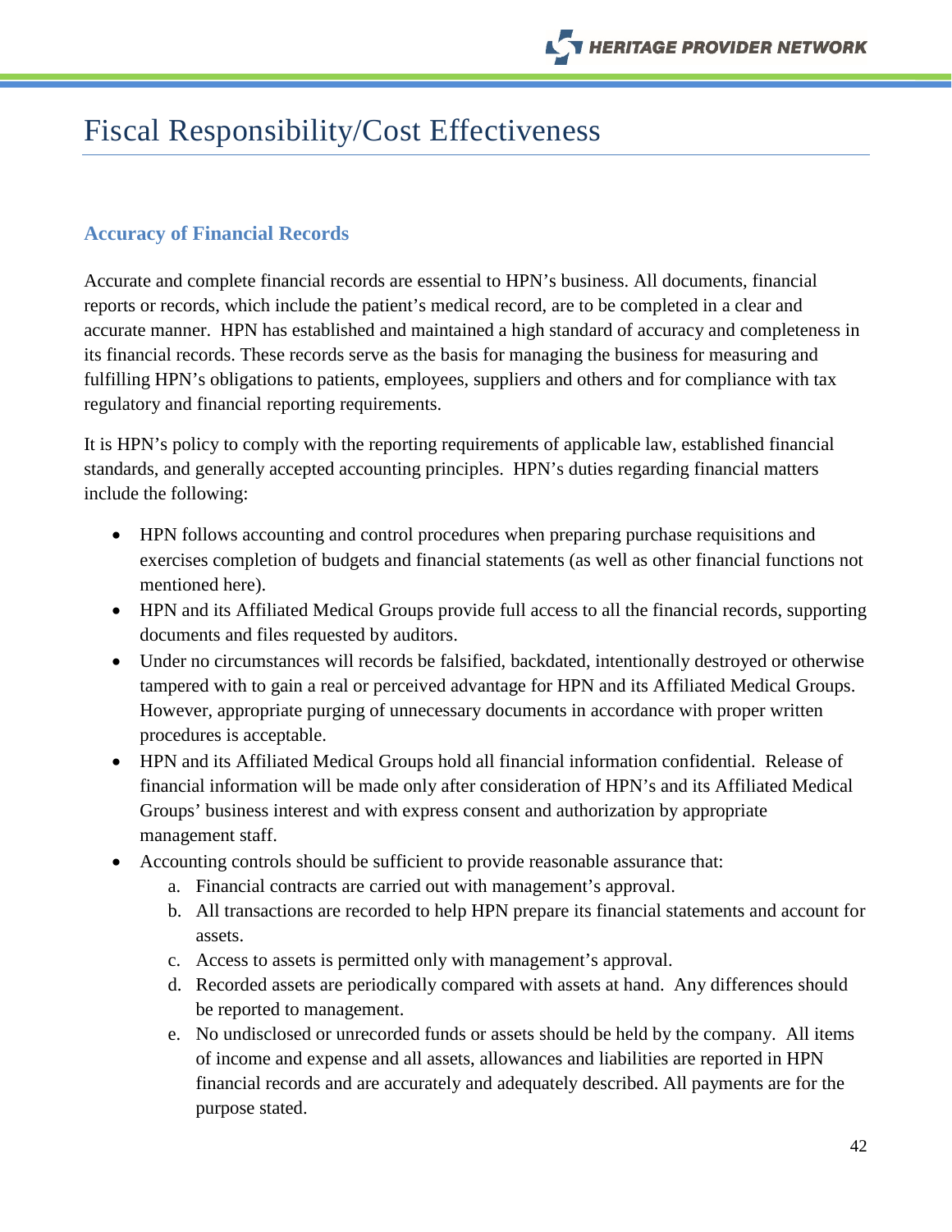# Fiscal Responsibility/Cost Effectiveness

## Accuracy of Financial Records

Accurate and complete financial records are essential to HPN's business. All documents, financial reports or records, which include the patient's medical record, are to be completed in a clear and accurate manner. HPN has established and maintained a high standard of accuracy and completeness in its financial records. These records serve as the basis for managing the business for measuring and fulfilling HPN's obligations to patients, employees, suppliers and others and for compliance with tax regulatory and financial reporting requirements.

It is HPN's policy to comply with the reporting requirements of applicable law, established financial standards, and generally accepted accounting principles. HPN's duties regarding financial matters include the following:

- HPN follows accounting and control procedures when preparing purchase requisitions and exercises completion of budgets and financial statements (as well as other financial functions not mentioned here).
- HPN and its Affiliated Medical Groups provide full access to all the financial records, supporting documents and files requested by auditors.
- Under no circumstances will records be falsified, backdated, intentionally destroyed or otherwise tampered with to gain a real or perceived advantage for HPN and its Affiliated Medical Groups. However, appropriate purging of unnecessary documents in accordance with proper written procedures is acceptable.
- HPN and its Affiliated Medical Groups hold all financial information confidential. Release of financial information will be made only after consideration of HPN's and its Affiliated Medical Groups' business interest and with express consent and authorization by appropriate management staff.
- Accounting controls should be sufficient to provide reasonable assurance that:
    a. Financial contracts are carried out with management's approval.
    b. All transactions are recorded to help HPN prepare its financial statements and account for assets.
    c. Access to assets is permitted only with management's approval.
    d. Recorded assets are periodically compared with assets at hand. Any differences should be reported to management.
    e. No undisclosed or unrecorded funds or assets should be held by the company. All items of income and expense and all assets, allowances and liabilities are reported in HPN financial records and are accurately and adequately described. All payments are for the purpose stated.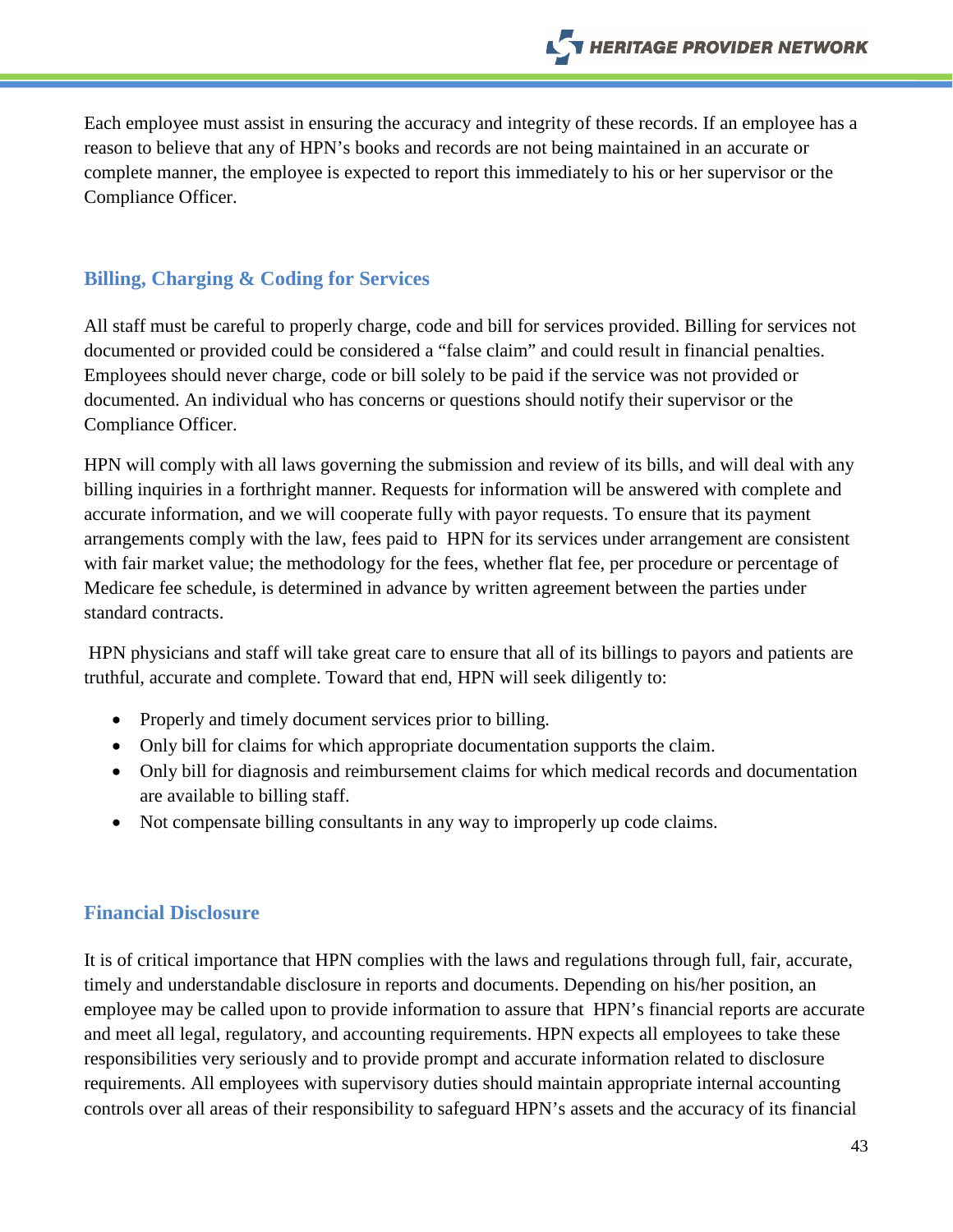Each employee must assist in ensuring the accuracy and integrity of these records. If an employee has a reason to believe that any of HPN's books and records are not being maintained in an accurate or complete manner, the employee is expected to report this immediately to his or her supervisor or the Compliance Officer.

## Billing, Charging & Coding for Services

All staff must be careful to properly charge, code and bill for services provided. Billing for services not documented or provided could be considered a "false claim" and could result in financial penalties. Employees should never charge, code or bill solely to be paid if the service was not provided or documented. An individual who has concerns or questions should notify their supervisor or the Compliance Officer.

HPN will comply with all laws governing the submission and review of its bills, and will deal with any billing inquiries in a forthright manner. Requests for information will be answered with complete and accurate information, and we will cooperate fully with payor requests. To ensure that its payment arrangements comply with the law, fees paid to HPN for its services under arrangement are consistent with fair market value; the methodology for the fees, whether flat fee, per procedure or percentage of Medicare fee schedule, is determined in advance by written agreement between the parties under standard contracts.

HPN physicians and staff will take great care to ensure that all of its billings to payors and patients are truthful, accurate and complete. Toward that end, HPN will seek diligently to:

- Properly and timely document services prior to billing.
- Only bill for claims for which appropriate documentation supports the claim.
- Only bill for diagnosis and reimbursement claims for which medical records and documentation are available to billing staff.
- Not compensate billing consultants in any way to improperly up code claims.

## Financial Disclosure

It is of critical importance that HPN complies with the laws and regulations through full, fair, accurate, timely and understandable disclosure in reports and documents. Depending on his/her position, an employee may be called upon to provide information to assure that HPN's financial reports are accurate and meet all legal, regulatory, and accounting requirements. HPN expects all employees to take these responsibilities very seriously and to provide prompt and accurate information related to disclosure requirements. All employees with supervisory duties should maintain appropriate internal accounting controls over all areas of their responsibility to safeguard HPN's assets and the accuracy of its financial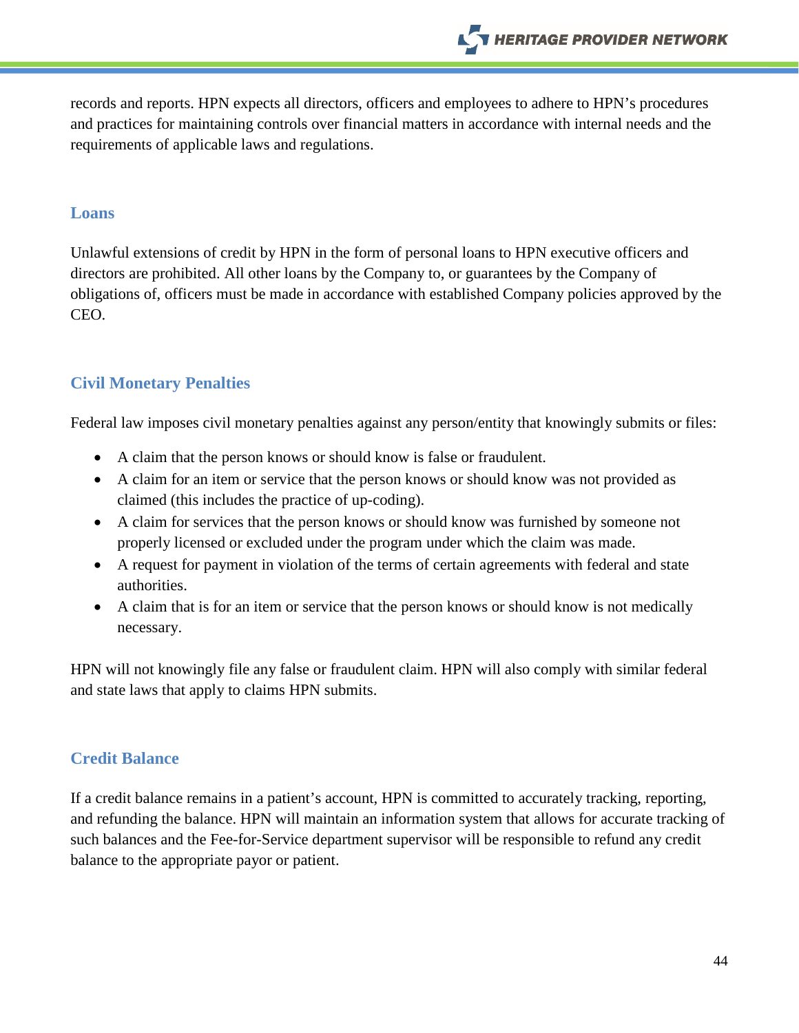records and reports. HPN expects all directors, officers and employees to adhere to HPN's procedures and practices for maintaining controls over financial matters in accordance with internal needs and the requirements of applicable laws and regulations.

### Loans

Unlawful extensions of credit by HPN in the form of personal loans to HPN executive officers and directors are prohibited. All other loans by the Company to, or guarantees by the Company of obligations of, officers must be made in accordance with established Company policies approved by the CEO.

### Civil Monetary Penalties

Federal law imposes civil monetary penalties against any person/entity that knowingly submits or files:

- A claim that the person knows or should know is false or fraudulent.
- A claim for an item or service that the person knows or should know was not provided as claimed (this includes the practice of up-coding).
- A claim for services that the person knows or should know was furnished by someone not properly licensed or excluded under the program under which the claim was made.
- A request for payment in violation of the terms of certain agreements with federal and state authorities.
- A claim that is for an item or service that the person knows or should know is not medically necessary.

HPN will not knowingly file any false or fraudulent claim. HPN will also comply with similar federal and state laws that apply to claims HPN submits.

### Credit Balance

If a credit balance remains in a patient's account, HPN is committed to accurately tracking, reporting, and refunding the balance. HPN will maintain an information system that allows for accurate tracking of such balances and the Fee-for-Service department supervisor will be responsible to refund any credit balance to the appropriate payor or patient.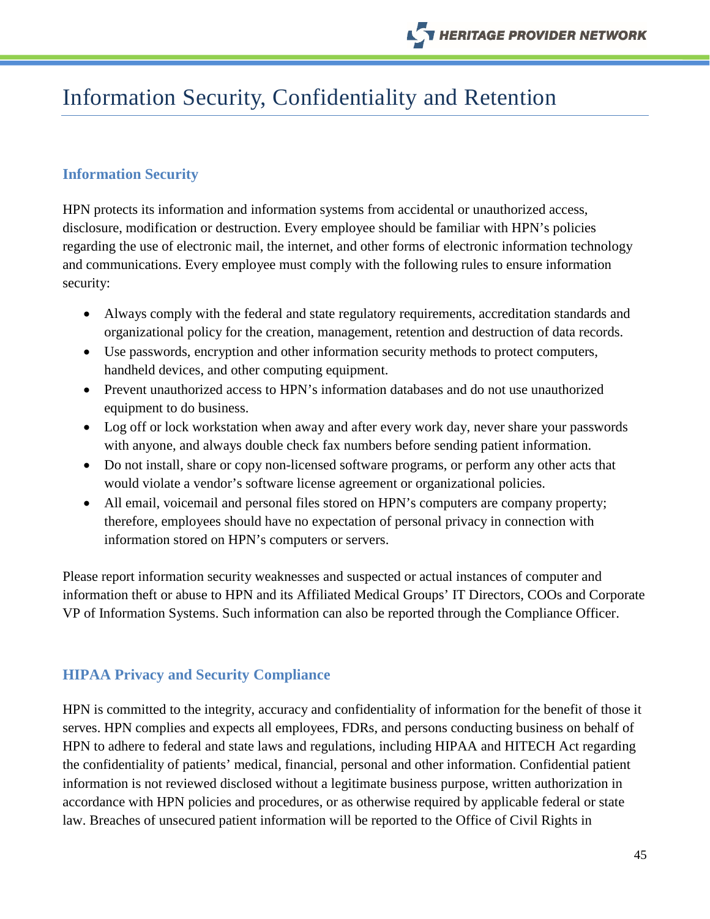# Information Security, Confidentiality and Retention

## Information Security

HPN protects its information and information systems from accidental or unauthorized access, disclosure, modification or destruction. Every employee should be familiar with HPN's policies regarding the use of electronic mail, the internet, and other forms of electronic information technology and communications. Every employee must comply with the following rules to ensure information security:

- Always comply with the federal and state regulatory requirements, accreditation standards and organizational policy for the creation, management, retention and destruction of data records.
- Use passwords, encryption and other information security methods to protect computers, handheld devices, and other computing equipment.
- Prevent unauthorized access to HPN's information databases and do not use unauthorized equipment to do business.
- Log off or lock workstation when away and after every work day, never share your passwords with anyone, and always double check fax numbers before sending patient information.
- Do not install, share or copy non-licensed software programs, or perform any other acts that would violate a vendor's software license agreement or organizational policies.
- All email, voicemail and personal files stored on HPN's computers are company property; therefore, employees should have no expectation of personal privacy in connection with information stored on HPN's computers or servers.

Please report information security weaknesses and suspected or actual instances of computer and information theft or abuse to HPN and its Affiliated Medical Groups' IT Directors, COOs and Corporate VP of Information Systems. Such information can also be reported through the Compliance Officer.

## HIPAA Privacy and Security Compliance

HPN is committed to the integrity, accuracy and confidentiality of information for the benefit of those it serves. HPN complies and expects all employees, FDRs, and persons conducting business on behalf of HPN to adhere to federal and state laws and regulations, including HIPAA and HITECH Act regarding the confidentiality of patients' medical, financial, personal and other information. Confidential patient information is not reviewed disclosed without a legitimate business purpose, written authorization in accordance with HPN policies and procedures, or as otherwise required by applicable federal or state law. Breaches of unsecured patient information will be reported to the Office of Civil Rights in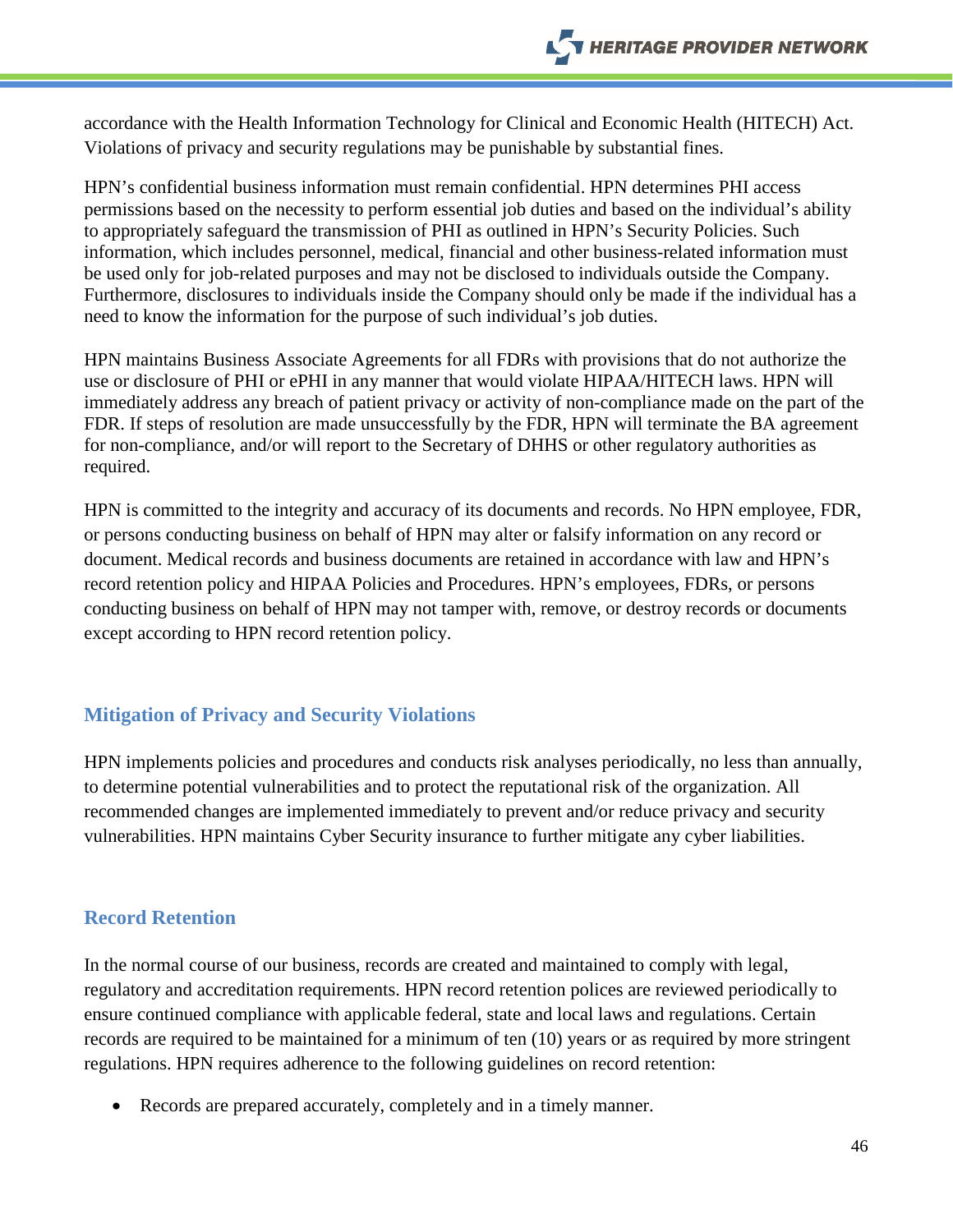accordance with the Health Information Technology for Clinical and Economic Health (HITECH) Act. Violations of privacy and security regulations may be punishable by substantial fines.

HPN's confidential business information must remain confidential. HPN determines PHI access permissions based on the necessity to perform essential job duties and based on the individual's ability to appropriately safeguard the transmission of PHI as outlined in HPN's Security Policies. Such information, which includes personnel, medical, financial and other business-related information must be used only for job-related purposes and may not be disclosed to individuals outside the Company. Furthermore, disclosures to individuals inside the Company should only be made if the individual has a need to know the information for the purpose of such individual's job duties.

HPN maintains Business Associate Agreements for all FDRs with provisions that do not authorize the use or disclosure of PHI or ePHI in any manner that would violate HIPAA/HITECH laws. HPN will immediately address any breach of patient privacy or activity of non-compliance made on the part of the FDR. If steps of resolution are made unsuccessfully by the FDR, HPN will terminate the BA agreement for non-compliance, and/or will report to the Secretary of DHHS or other regulatory authorities as required.

HPN is committed to the integrity and accuracy of its documents and records. No HPN employee, FDR, or persons conducting business on behalf of HPN may alter or falsify information on any record or document. Medical records and business documents are retained in accordance with law and HPN's record retention policy and HIPAA Policies and Procedures. HPN's employees, FDRs, or persons conducting business on behalf of HPN may not tamper with, remove, or destroy records or documents except according to HPN record retention policy.

## Mitigation of Privacy and Security Violations

HPN implements policies and procedures and conducts risk analyses periodically, no less than annually, to determine potential vulnerabilities and to protect the reputational risk of the organization. All recommended changes are implemented immediately to prevent and/or reduce privacy and security vulnerabilities. HPN maintains Cyber Security insurance to further mitigate any cyber liabilities.

## Record Retention

In the normal course of our business, records are created and maintained to comply with legal, regulatory and accreditation requirements. HPN record retention polices are reviewed periodically to ensure continued compliance with applicable federal, state and local laws and regulations. Certain records are required to be maintained for a minimum of ten (10) years or as required by more stringent regulations. HPN requires adherence to the following guidelines on record retention:

- Records are prepared accurately, completely and in a timely manner.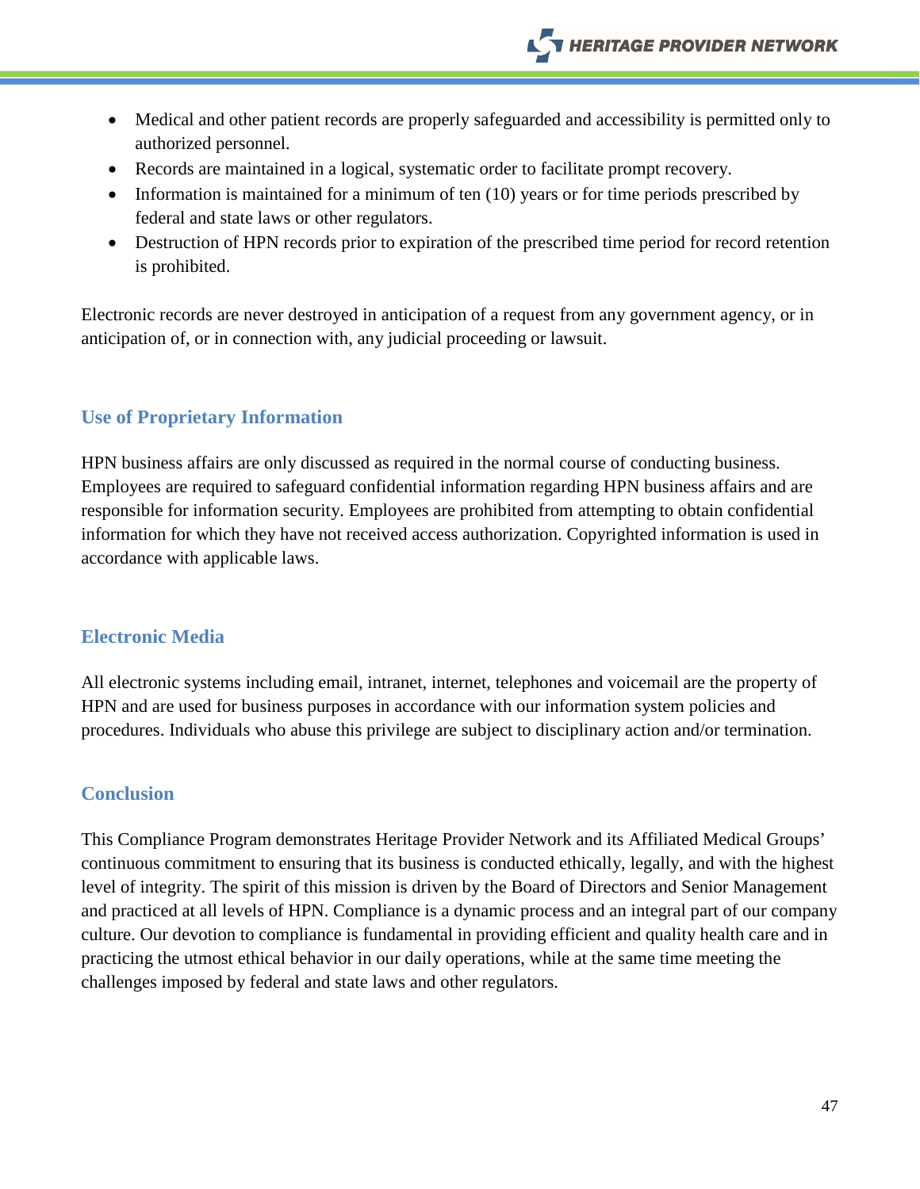- Medical and other patient records are properly safeguarded and accessibility is permitted only to authorized personnel.
- Records are maintained in a logical, systematic order to facilitate prompt recovery.
- Information is maintained for a minimum of ten (10) years or for time periods prescribed by federal and state laws or other regulators.
- Destruction of HPN records prior to expiration of the prescribed time period for record retention is prohibited.

Electronic records are never destroyed in anticipation of a request from any government agency, or in anticipation of, or in connection with, any judicial proceeding or lawsuit.

## Use of Proprietary Information

HPN business affairs are only discussed as required in the normal course of conducting business. Employees are required to safeguard confidential information regarding HPN business affairs and are responsible for information security. Employees are prohibited from attempting to obtain confidential information for which they have not received access authorization. Copyrighted information is used in accordance with applicable laws.

## Electronic Media

All electronic systems including email, intranet, internet, telephones and voicemail are the property of HPN and are used for business purposes in accordance with our information system policies and procedures. Individuals who abuse this privilege are subject to disciplinary action and/or termination.

## Conclusion

This Compliance Program demonstrates Heritage Provider Network and its Affiliated Medical Groups' continuous commitment to ensuring that its business is conducted ethically, legally, and with the highest level of integrity. The spirit of this mission is driven by the Board of Directors and Senior Management and practiced at all levels of HPN. Compliance is a dynamic process and an integral part of our company culture. Our devotion to compliance is fundamental in providing efficient and quality health care and in practicing the utmost ethical behavior in our daily operations, while at the same time meeting the challenges imposed by federal and state laws and other regulators.